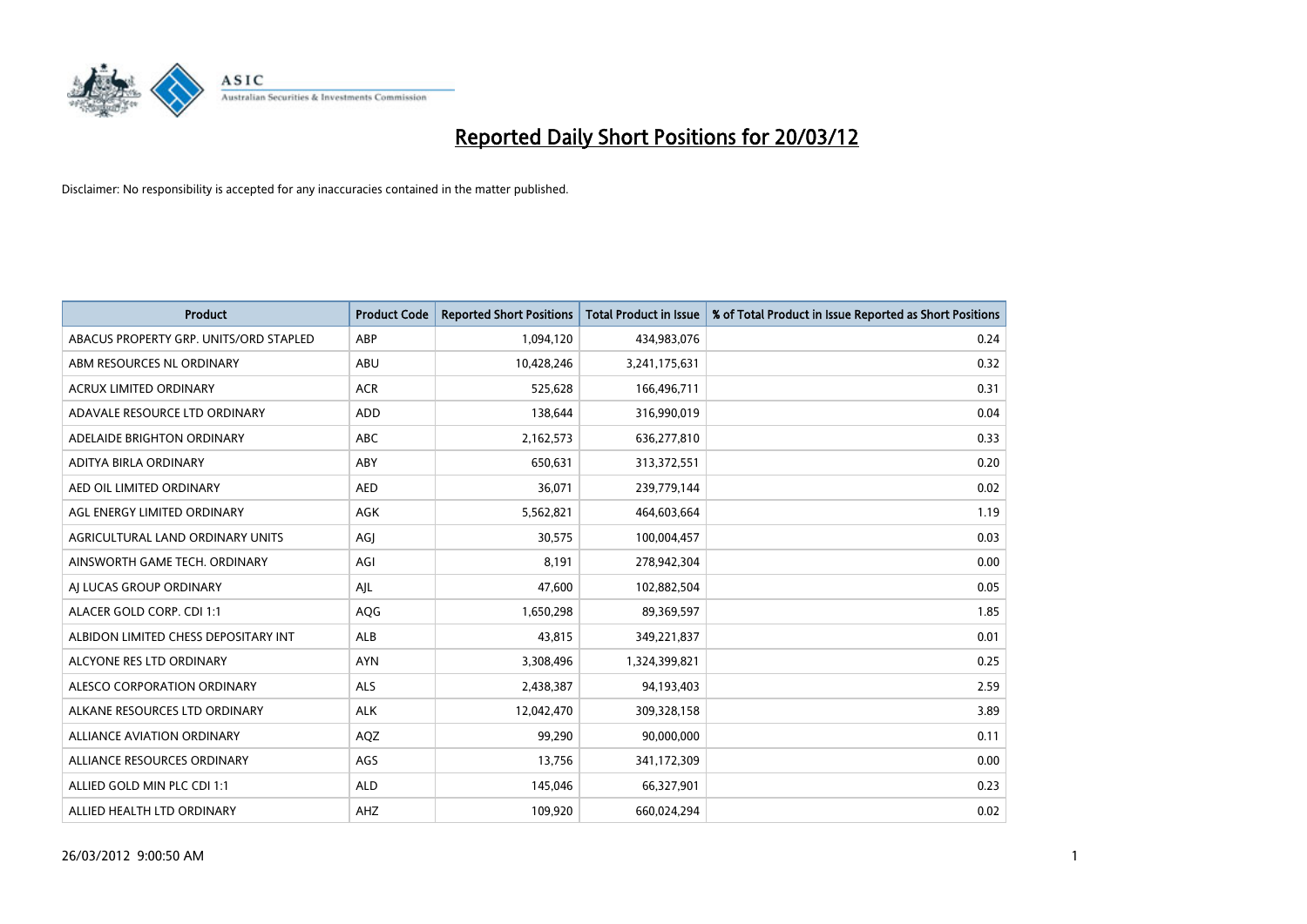# Reported Daily Short Positions for 20/03/12

Disclaimer: No responsibility is accepted for any inaccuracies contained in the matter published.

| Product | Product Code | Reported Short Positions | Total Product in Issue | % of Total Product in Issue Reported as Short Positions |
|---|---|---|---|---|
| ABACUS PROPERTY GRP. UNITS/ORD STAPLED | ABP | 1,094,120 | 434,983,076 | 0.24 |
| ABM RESOURCES NL ORDINARY | ABU | 10,428,246 | 3,241,175,631 | 0.32 |
| ACRUX LIMITED ORDINARY | ACR | 525,628 | 166,496,711 | 0.31 |
| ADAVALE RESOURCE LTD ORDINARY | ADD | 138,644 | 316,990,019 | 0.04 |
| ADELAIDE BRIGHTON ORDINARY | ABC | 2,162,573 | 636,277,810 | 0.33 |
| ADITYA BIRLA ORDINARY | ABY | 650,631 | 313,372,551 | 0.20 |
| AED OIL LIMITED ORDINARY | AED | 36,071 | 239,779,144 | 0.02 |
| AGL ENERGY LIMITED ORDINARY | AGK | 5,562,821 | 464,603,664 | 1.19 |
| AGRICULTURAL LAND ORDINARY UNITS | AGJ | 30,575 | 100,004,457 | 0.03 |
| AINSWORTH GAME TECH. ORDINARY | AGI | 8,191 | 278,942,304 | 0.00 |
| AJ LUCAS GROUP ORDINARY | AJL | 47,600 | 102,882,504 | 0.05 |
| ALACER GOLD CORP. CDI 1:1 | AQG | 1,650,298 | 89,369,597 | 1.85 |
| ALBIDON LIMITED CHESS DEPOSITARY INT | ALB | 43,815 | 349,221,837 | 0.01 |
| ALCYONE RES LTD ORDINARY | AYN | 3,308,496 | 1,324,399,821 | 0.25 |
| ALESCO CORPORATION ORDINARY | ALS | 2,438,387 | 94,193,403 | 2.59 |
| ALKANE RESOURCES LTD ORDINARY | ALK | 12,042,470 | 309,328,158 | 3.89 |
| ALLIANCE AVIATION ORDINARY | AQZ | 99,290 | 90,000,000 | 0.11 |
| ALLIANCE RESOURCES ORDINARY | AGS | 13,756 | 341,172,309 | 0.00 |
| ALLIED GOLD MIN PLC CDI 1:1 | ALD | 145,046 | 66,327,901 | 0.23 |
| ALLIED HEALTH LTD ORDINARY | AHZ | 109,920 | 660,024,294 | 0.02 |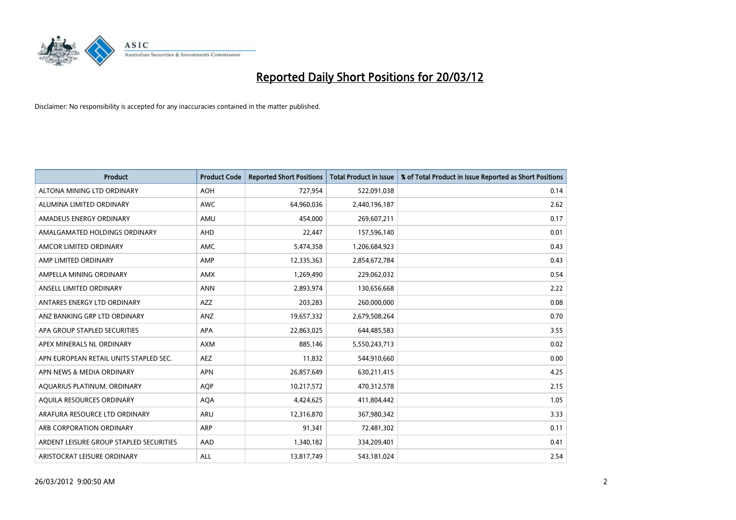# Reported Daily Short Positions for 20/03/12

Disclaimer: No responsibility is accepted for any inaccuracies contained in the matter published.

| Product | Product Code | Reported Short Positions | Total Product in Issue | % of Total Product in Issue Reported as Short Positions |
|---|---|---|---|---|
| ALTONA MINING LTD ORDINARY | AOH | 727,954 | 522,091,038 | 0.14 |
| ALUMINA LIMITED ORDINARY | AWC | 64,960,036 | 2,440,196,187 | 2.62 |
| AMADEUS ENERGY ORDINARY | AMU | 454,000 | 269,607,211 | 0.17 |
| AMALGAMATED HOLDINGS ORDINARY | AHD | 22,447 | 157,596,140 | 0.01 |
| AMCOR LIMITED ORDINARY | AMC | 5,474,358 | 1,206,684,923 | 0.43 |
| AMP LIMITED ORDINARY | AMP | 12,335,363 | 2,854,672,784 | 0.43 |
| AMPELLA MINING ORDINARY | AMX | 1,269,490 | 229,062,032 | 0.54 |
| ANSELL LIMITED ORDINARY | ANN | 2,893,974 | 130,656,668 | 2.22 |
| ANTARES ENERGY LTD ORDINARY | AZZ | 203,283 | 260,000,000 | 0.08 |
| ANZ BANKING GRP LTD ORDINARY | ANZ | 19,657,332 | 2,679,508,264 | 0.70 |
| APA GROUP STAPLED SECURITIES | APA | 22,863,025 | 644,485,583 | 3.55 |
| APEX MINERALS NL ORDINARY | AXM | 885,146 | 5,550,243,713 | 0.02 |
| APN EUROPEAN RETAIL UNITS STAPLED SEC. | AEZ | 11,832 | 544,910,660 | 0.00 |
| APN NEWS & MEDIA ORDINARY | APN | 26,857,649 | 630,211,415 | 4.25 |
| AQUARIUS PLATINUM. ORDINARY | AQP | 10,217,572 | 470,312,578 | 2.15 |
| AQUILA RESOURCES ORDINARY | AQA | 4,424,625 | 411,804,442 | 1.05 |
| ARAFURA RESOURCE LTD ORDINARY | ARU | 12,316,870 | 367,980,342 | 3.33 |
| ARB CORPORATION ORDINARY | ARP | 91,341 | 72,481,302 | 0.11 |
| ARDENT LEISURE GROUP STAPLED SECURITIES | AAD | 1,340,182 | 334,209,401 | 0.41 |
| ARISTOCRAT LEISURE ORDINARY | ALL | 13,817,749 | 543,181,024 | 2.54 |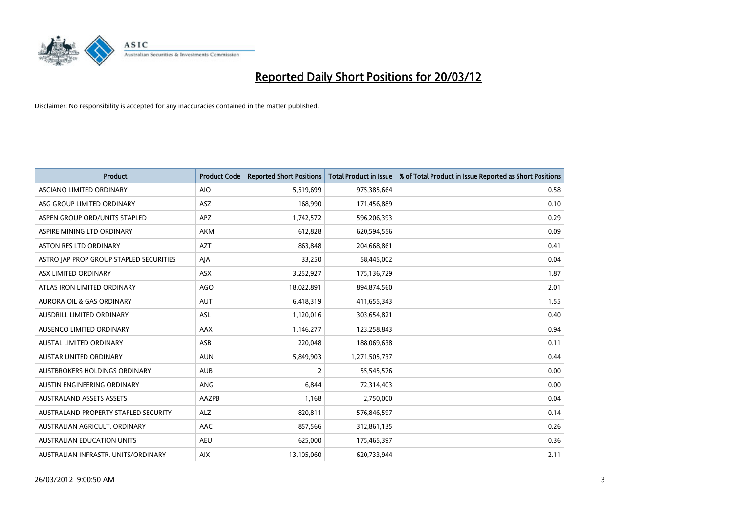# Reported Daily Short Positions for 20/03/12

Disclaimer: No responsibility is accepted for any inaccuracies contained in the matter published.

| Product | Product Code | Reported Short Positions | Total Product in Issue | % of Total Product in Issue Reported as Short Positions |
|---|---|---|---|---|
| ASCIANO LIMITED ORDINARY | AIO | 5,519,699 | 975,385,664 | 0.58 |
| ASG GROUP LIMITED ORDINARY | ASZ | 168,990 | 171,456,889 | 0.10 |
| ASPEN GROUP ORD/UNITS STAPLED | APZ | 1,742,572 | 596,206,393 | 0.29 |
| ASPIRE MINING LTD ORDINARY | AKM | 612,828 | 620,594,556 | 0.09 |
| ASTON RES LTD ORDINARY | AZT | 863,848 | 204,668,861 | 0.41 |
| ASTRO JAP PROP GROUP STAPLED SECURITIES | AJA | 33,250 | 58,445,002 | 0.04 |
| ASX LIMITED ORDINARY | ASX | 3,252,927 | 175,136,729 | 1.87 |
| ATLAS IRON LIMITED ORDINARY | AGO | 18,022,891 | 894,874,560 | 2.01 |
| AURORA OIL & GAS ORDINARY | AUT | 6,418,319 | 411,655,343 | 1.55 |
| AUSDRILL LIMITED ORDINARY | ASL | 1,120,016 | 303,654,821 | 0.40 |
| AUSENCO LIMITED ORDINARY | AAX | 1,146,277 | 123,258,843 | 0.94 |
| AUSTAL LIMITED ORDINARY | ASB | 220,048 | 188,069,638 | 0.11 |
| AUSTAR UNITED ORDINARY | AUN | 5,849,903 | 1,271,505,737 | 0.44 |
| AUSTBROKERS HOLDINGS ORDINARY | AUB | 2 | 55,545,576 | 0.00 |
| AUSTIN ENGINEERING ORDINARY | ANG | 6,844 | 72,314,403 | 0.00 |
| AUSTRALAND ASSETS ASSETS | AAZPB | 1,168 | 2,750,000 | 0.04 |
| AUSTRALAND PROPERTY STAPLED SECURITY | ALZ | 820,811 | 576,846,597 | 0.14 |
| AUSTRALIAN AGRICULT. ORDINARY | AAC | 857,566 | 312,861,135 | 0.26 |
| AUSTRALIAN EDUCATION UNITS | AEU | 625,000 | 175,465,397 | 0.36 |
| AUSTRALIAN INFRASTR. UNITS/ORDINARY | AIX | 13,105,060 | 620,733,944 | 2.11 |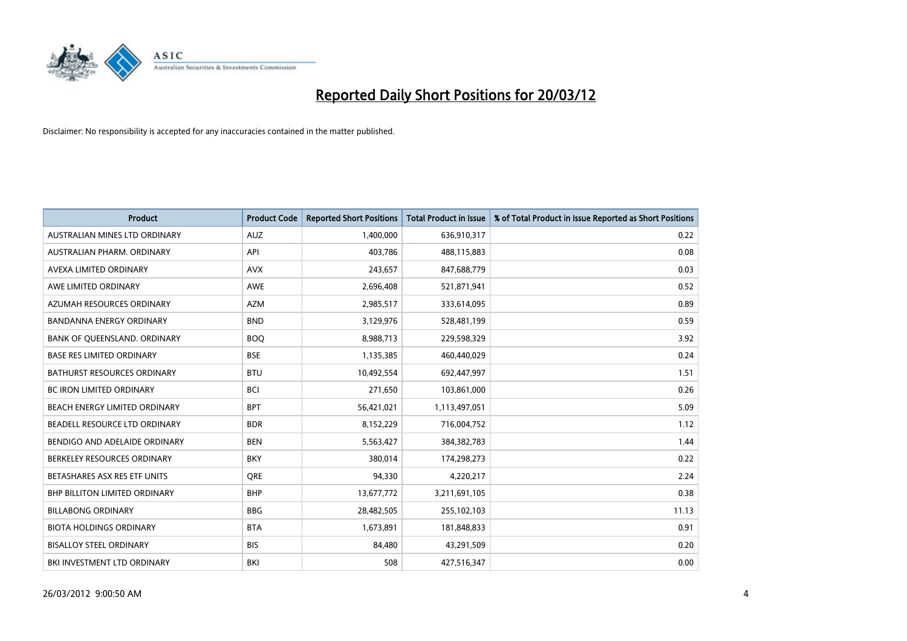# Reported Daily Short Positions for 20/03/12

Disclaimer: No responsibility is accepted for any inaccuracies contained in the matter published.

| Product | Product Code | Reported Short Positions | Total Product in Issue | % of Total Product in Issue Reported as Short Positions |
|---|---|---|---|---|
| AUSTRALIAN MINES LTD ORDINARY | AUZ | 1,400,000 | 636,910,317 | 0.22 |
| AUSTRALIAN PHARM. ORDINARY | API | 403,786 | 488,115,883 | 0.08 |
| AVEXA LIMITED ORDINARY | AVX | 243,657 | 847,688,779 | 0.03 |
| AWE LIMITED ORDINARY | AWE | 2,696,408 | 521,871,941 | 0.52 |
| AZUMAH RESOURCES ORDINARY | AZM | 2,985,517 | 333,614,095 | 0.89 |
| BANDANNA ENERGY ORDINARY | BND | 3,129,976 | 528,481,199 | 0.59 |
| BANK OF QUEENSLAND. ORDINARY | BOQ | 8,988,713 | 229,598,329 | 3.92 |
| BASE RES LIMITED ORDINARY | BSE | 1,135,385 | 460,440,029 | 0.24 |
| BATHURST RESOURCES ORDINARY | BTU | 10,492,554 | 692,447,997 | 1.51 |
| BC IRON LIMITED ORDINARY | BCI | 271,650 | 103,861,000 | 0.26 |
| BEACH ENERGY LIMITED ORDINARY | BPT | 56,421,021 | 1,113,497,051 | 5.09 |
| BEADELL RESOURCE LTD ORDINARY | BDR | 8,152,229 | 716,004,752 | 1.12 |
| BENDIGO AND ADELAIDE ORDINARY | BEN | 5,563,427 | 384,382,783 | 1.44 |
| BERKELEY RESOURCES ORDINARY | BKY | 380,014 | 174,298,273 | 0.22 |
| BETASHARES ASX RES ETF UNITS | QRE | 94,330 | 4,220,217 | 2.24 |
| BHP BILLITON LIMITED ORDINARY | BHP | 13,677,772 | 3,211,691,105 | 0.38 |
| BILLABONG ORDINARY | BBG | 28,482,505 | 255,102,103 | 11.13 |
| BIOTA HOLDINGS ORDINARY | BTA | 1,673,891 | 181,848,833 | 0.91 |
| BISALLOY STEEL ORDINARY | BIS | 84,480 | 43,291,509 | 0.20 |
| BKI INVESTMENT LTD ORDINARY | BKI | 508 | 427,516,347 | 0.00 |

26/03/2012 9:00:50 AM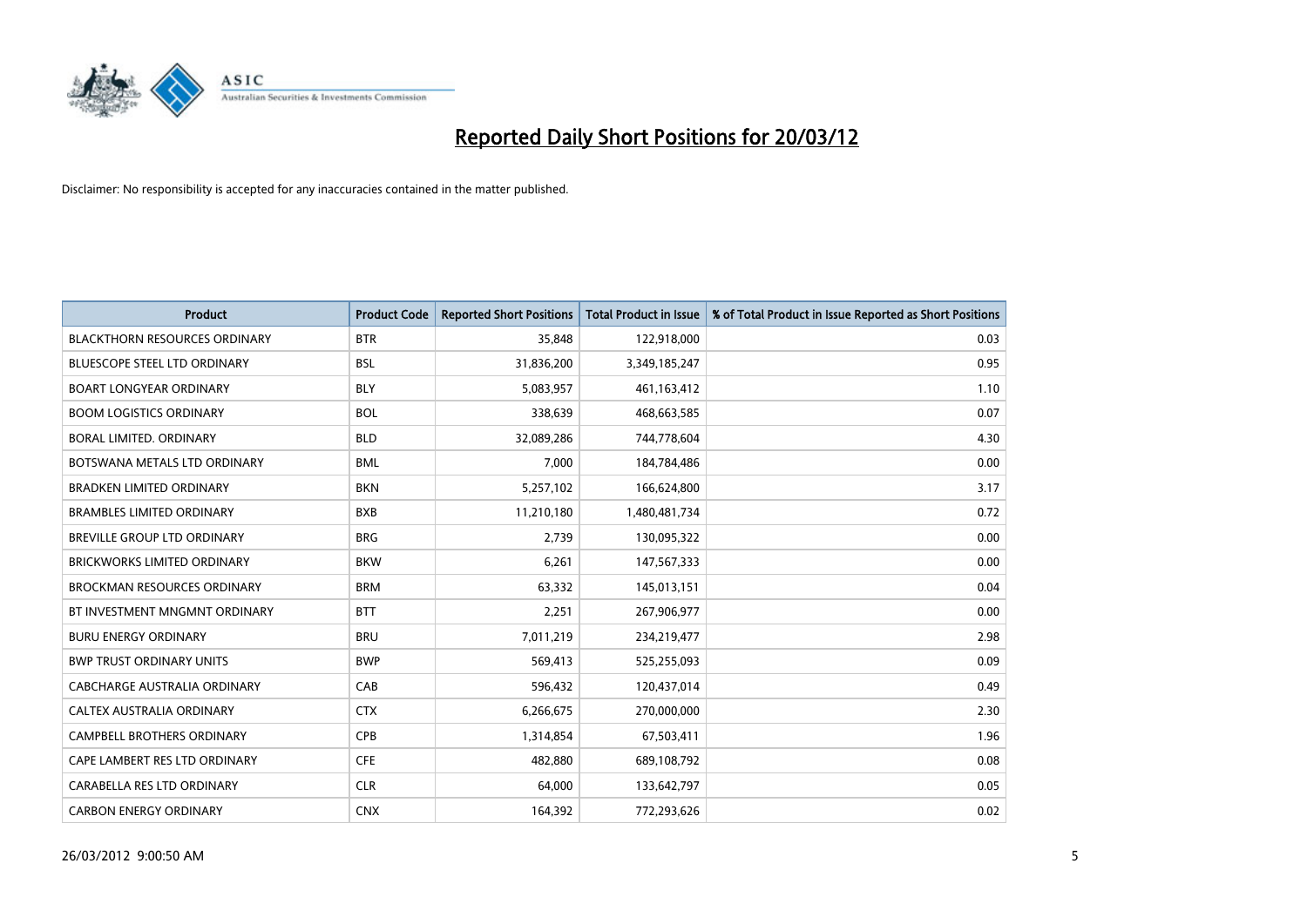# Reported Daily Short Positions for 20/03/12

Disclaimer: No responsibility is accepted for any inaccuracies contained in the matter published.

| Product | Product Code | Reported Short Positions | Total Product in Issue | % of Total Product in Issue Reported as Short Positions |
|---|---|---|---|---|
| BLACKTHORN RESOURCES ORDINARY | BTR | 35,848 | 122,918,000 | 0.03 |
| BLUESCOPE STEEL LTD ORDINARY | BSL | 31,836,200 | 3,349,185,247 | 0.95 |
| BOART LONGYEAR ORDINARY | BLY | 5,083,957 | 461,163,412 | 1.10 |
| BOOM LOGISTICS ORDINARY | BOL | 338,639 | 468,663,585 | 0.07 |
| BORAL LIMITED. ORDINARY | BLD | 32,089,286 | 744,778,604 | 4.30 |
| BOTSWANA METALS LTD ORDINARY | BML | 7,000 | 184,784,486 | 0.00 |
| BRADKEN LIMITED ORDINARY | BKN | 5,257,102 | 166,624,800 | 3.17 |
| BRAMBLES LIMITED ORDINARY | BXB | 11,210,180 | 1,480,481,734 | 0.72 |
| BREVILLE GROUP LTD ORDINARY | BRG | 2,739 | 130,095,322 | 0.00 |
| BRICKWORKS LIMITED ORDINARY | BKW | 6,261 | 147,567,333 | 0.00 |
| BROCKMAN RESOURCES ORDINARY | BRM | 63,332 | 145,013,151 | 0.04 |
| BT INVESTMENT MNGMNT ORDINARY | BTT | 2,251 | 267,906,977 | 0.00 |
| BURU ENERGY ORDINARY | BRU | 7,011,219 | 234,219,477 | 2.98 |
| BWP TRUST ORDINARY UNITS | BWP | 569,413 | 525,255,093 | 0.09 |
| CABCHARGE AUSTRALIA ORDINARY | CAB | 596,432 | 120,437,014 | 0.49 |
| CALTEX AUSTRALIA ORDINARY | CTX | 6,266,675 | 270,000,000 | 2.30 |
| CAMPBELL BROTHERS ORDINARY | CPB | 1,314,854 | 67,503,411 | 1.96 |
| CAPE LAMBERT RES LTD ORDINARY | CFE | 482,880 | 689,108,792 | 0.08 |
| CARABELLA RES LTD ORDINARY | CLR | 64,000 | 133,642,797 | 0.05 |
| CARBON ENERGY ORDINARY | CNX | 164,392 | 772,293,626 | 0.02 |

26/03/2012 9:00:50 AM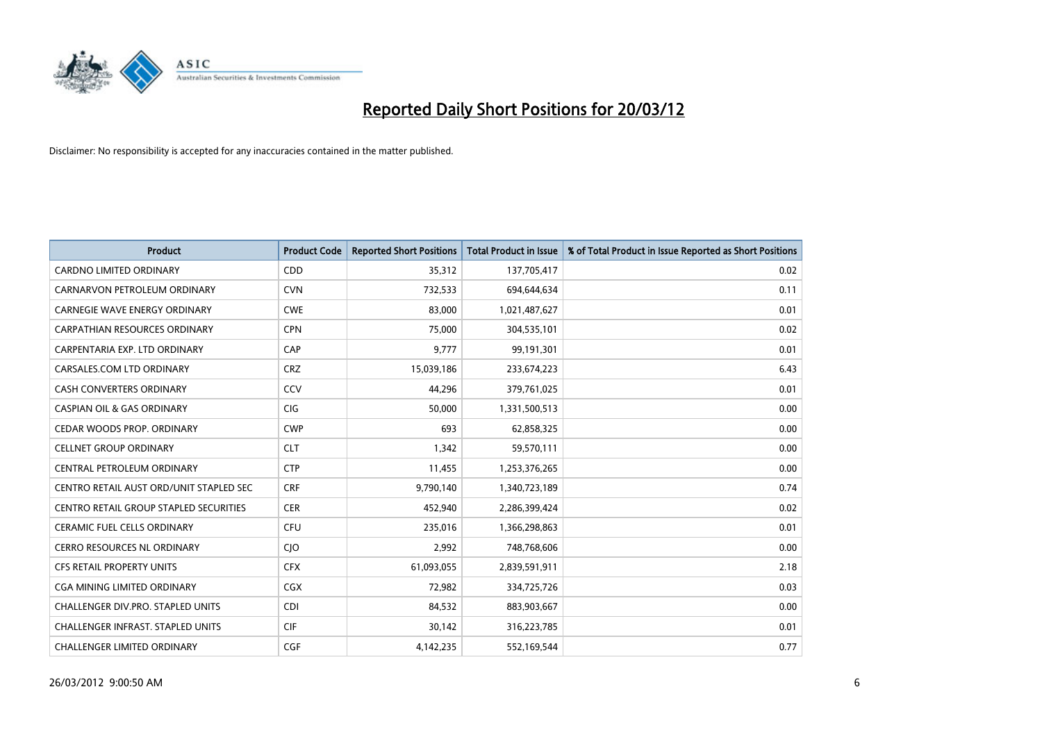# Reported Daily Short Positions for 20/03/12

Disclaimer: No responsibility is accepted for any inaccuracies contained in the matter published.

| Product | Product Code | Reported Short Positions | Total Product in Issue | % of Total Product in Issue Reported as Short Positions |
|---|---|---|---|---|
| CARDNO LIMITED ORDINARY | CDD | 35,312 | 137,705,417 | 0.02 |
| CARNARVON PETROLEUM ORDINARY | CVN | 732,533 | 694,644,634 | 0.11 |
| CARNEGIE WAVE ENERGY ORDINARY | CWE | 83,000 | 1,021,487,627 | 0.01 |
| CARPATHIAN RESOURCES ORDINARY | CPN | 75,000 | 304,535,101 | 0.02 |
| CARPENTARIA EXP. LTD ORDINARY | CAP | 9,777 | 99,191,301 | 0.01 |
| CARSALES.COM LTD ORDINARY | CRZ | 15,039,186 | 233,674,223 | 6.43 |
| CASH CONVERTERS ORDINARY | CCV | 44,296 | 379,761,025 | 0.01 |
| CASPIAN OIL & GAS ORDINARY | CIG | 50,000 | 1,331,500,513 | 0.00 |
| CEDAR WOODS PROP. ORDINARY | CWP | 693 | 62,858,325 | 0.00 |
| CELLNET GROUP ORDINARY | CLT | 1,342 | 59,570,111 | 0.00 |
| CENTRAL PETROLEUM ORDINARY | CTP | 11,455 | 1,253,376,265 | 0.00 |
| CENTRO RETAIL AUST ORD/UNIT STAPLED SEC | CRF | 9,790,140 | 1,340,723,189 | 0.74 |
| CENTRO RETAIL GROUP STAPLED SECURITIES | CER | 452,940 | 2,286,399,424 | 0.02 |
| CERAMIC FUEL CELLS ORDINARY | CFU | 235,016 | 1,366,298,863 | 0.01 |
| CERRO RESOURCES NL ORDINARY | CJO | 2,992 | 748,768,606 | 0.00 |
| CFS RETAIL PROPERTY UNITS | CFX | 61,093,055 | 2,839,591,911 | 2.18 |
| CGA MINING LIMITED ORDINARY | CGX | 72,982 | 334,725,726 | 0.03 |
| CHALLENGER DIV.PRO. STAPLED UNITS | CDI | 84,532 | 883,903,667 | 0.00 |
| CHALLENGER INFRAST. STAPLED UNITS | CIF | 30,142 | 316,223,785 | 0.01 |
| CHALLENGER LIMITED ORDINARY | CGF | 4,142,235 | 552,169,544 | 0.77 |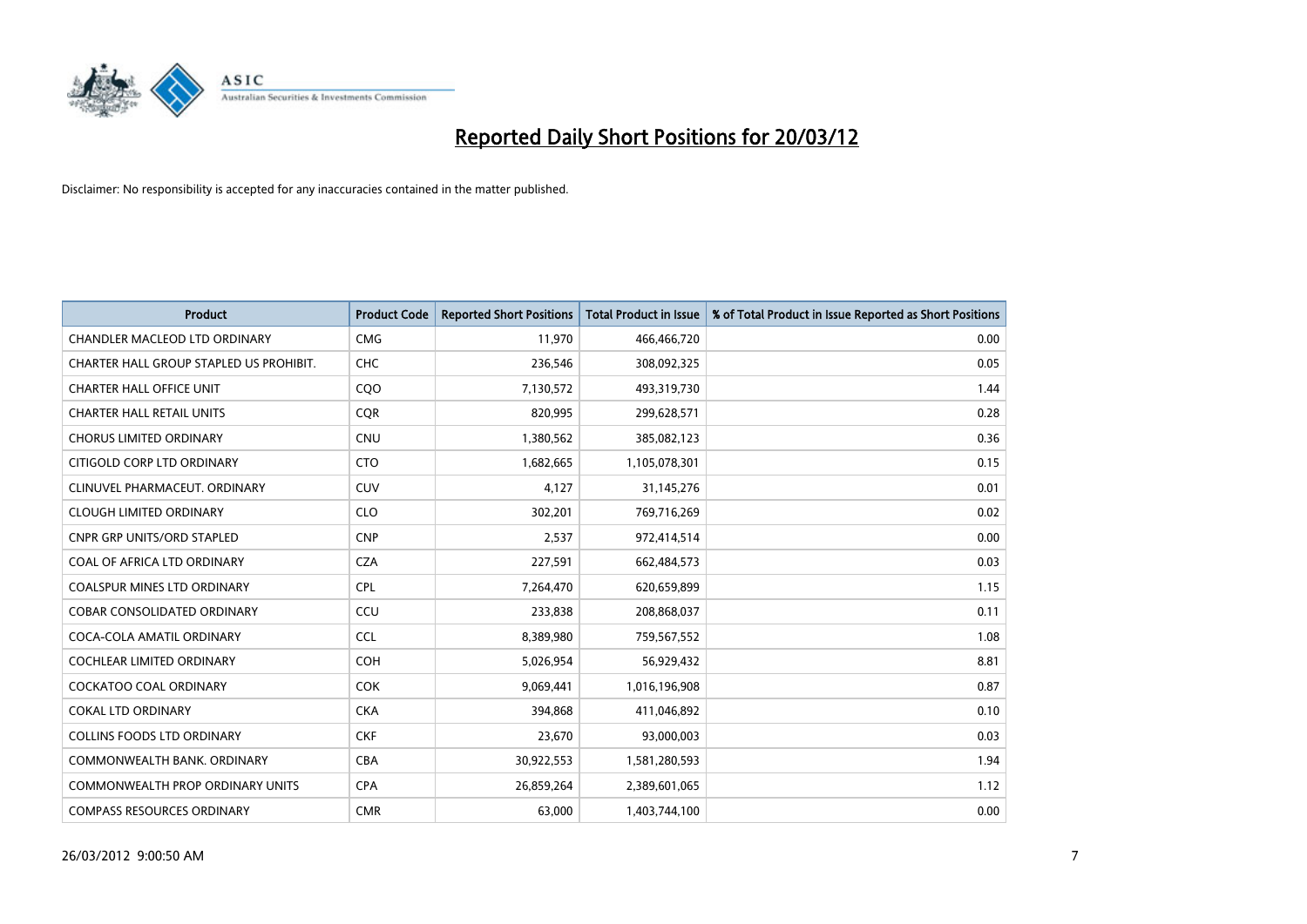# Reported Daily Short Positions for 20/03/12

Disclaimer: No responsibility is accepted for any inaccuracies contained in the matter published.

| Product | Product Code | Reported Short Positions | Total Product in Issue | % of Total Product in Issue Reported as Short Positions |
|---|---|---|---|---|
| CHANDLER MACLEOD LTD ORDINARY | CMG | 11,970 | 466,466,720 | 0.00 |
| CHARTER HALL GROUP STAPLED US PROHIBIT. | CHC | 236,546 | 308,092,325 | 0.05 |
| CHARTER HALL OFFICE UNIT | CQO | 7,130,572 | 493,319,730 | 1.44 |
| CHARTER HALL RETAIL UNITS | CQR | 820,995 | 299,628,571 | 0.28 |
| CHORUS LIMITED ORDINARY | CNU | 1,380,562 | 385,082,123 | 0.36 |
| CITIGOLD CORP LTD ORDINARY | CTO | 1,682,665 | 1,105,078,301 | 0.15 |
| CLINUVEL PHARMACEUT. ORDINARY | CUV | 4,127 | 31,145,276 | 0.01 |
| CLOUGH LIMITED ORDINARY | CLO | 302,201 | 769,716,269 | 0.02 |
| CNPR GRP UNITS/ORD STAPLED | CNP | 2,537 | 972,414,514 | 0.00 |
| COAL OF AFRICA LTD ORDINARY | CZA | 227,591 | 662,484,573 | 0.03 |
| COALSPUR MINES LTD ORDINARY | CPL | 7,264,470 | 620,659,899 | 1.15 |
| COBAR CONSOLIDATED ORDINARY | CCU | 233,838 | 208,868,037 | 0.11 |
| COCA-COLA AMATIL ORDINARY | CCL | 8,389,980 | 759,567,552 | 1.08 |
| COCHLEAR LIMITED ORDINARY | COH | 5,026,954 | 56,929,432 | 8.81 |
| COCKATOO COAL ORDINARY | COK | 9,069,441 | 1,016,196,908 | 0.87 |
| COKAL LTD ORDINARY | CKA | 394,868 | 411,046,892 | 0.10 |
| COLLINS FOODS LTD ORDINARY | CKF | 23,670 | 93,000,003 | 0.03 |
| COMMONWEALTH BANK. ORDINARY | CBA | 30,922,553 | 1,581,280,593 | 1.94 |
| COMMONWEALTH PROP ORDINARY UNITS | CPA | 26,859,264 | 2,389,601,065 | 1.12 |
| COMPASS RESOURCES ORDINARY | CMR | 63,000 | 1,403,744,100 | 0.00 |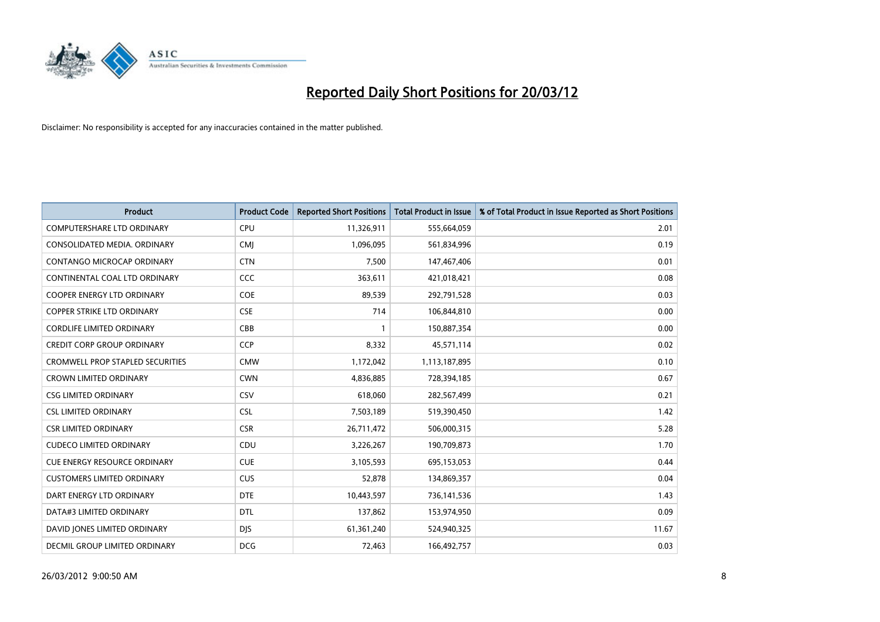# Reported Daily Short Positions for 20/03/12

Disclaimer: No responsibility is accepted for any inaccuracies contained in the matter published.

| Product | Product Code | Reported Short Positions | Total Product in Issue | % of Total Product in Issue Reported as Short Positions |
|---|---|---|---|---|
| COMPUTERSHARE LTD ORDINARY | CPU | 11,326,911 | 555,664,059 | 2.01 |
| CONSOLIDATED MEDIA. ORDINARY | CMJ | 1,096,095 | 561,834,996 | 0.19 |
| CONTANGO MICROCAP ORDINARY | CTN | 7,500 | 147,467,406 | 0.01 |
| CONTINENTAL COAL LTD ORDINARY | CCC | 363,611 | 421,018,421 | 0.08 |
| COOPER ENERGY LTD ORDINARY | COE | 89,539 | 292,791,528 | 0.03 |
| COPPER STRIKE LTD ORDINARY | CSE | 714 | 106,844,810 | 0.00 |
| CORDLIFE LIMITED ORDINARY | CBB | 1 | 150,887,354 | 0.00 |
| CREDIT CORP GROUP ORDINARY | CCP | 8,332 | 45,571,114 | 0.02 |
| CROMWELL PROP STAPLED SECURITIES | CMW | 1,172,042 | 1,113,187,895 | 0.10 |
| CROWN LIMITED ORDINARY | CWN | 4,836,885 | 728,394,185 | 0.67 |
| CSG LIMITED ORDINARY | CSV | 618,060 | 282,567,499 | 0.21 |
| CSL LIMITED ORDINARY | CSL | 7,503,189 | 519,390,450 | 1.42 |
| CSR LIMITED ORDINARY | CSR | 26,711,472 | 506,000,315 | 5.28 |
| CUDECO LIMITED ORDINARY | CDU | 3,226,267 | 190,709,873 | 1.70 |
| CUE ENERGY RESOURCE ORDINARY | CUE | 3,105,593 | 695,153,053 | 0.44 |
| CUSTOMERS LIMITED ORDINARY | CUS | 52,878 | 134,869,357 | 0.04 |
| DART ENERGY LTD ORDINARY | DTE | 10,443,597 | 736,141,536 | 1.43 |
| DATA#3 LIMITED ORDINARY | DTL | 137,862 | 153,974,950 | 0.09 |
| DAVID JONES LIMITED ORDINARY | DJS | 61,361,240 | 524,940,325 | 11.67 |
| DECMIL GROUP LIMITED ORDINARY | DCG | 72,463 | 166,492,757 | 0.03 |

26/03/2012 9:00:50 AM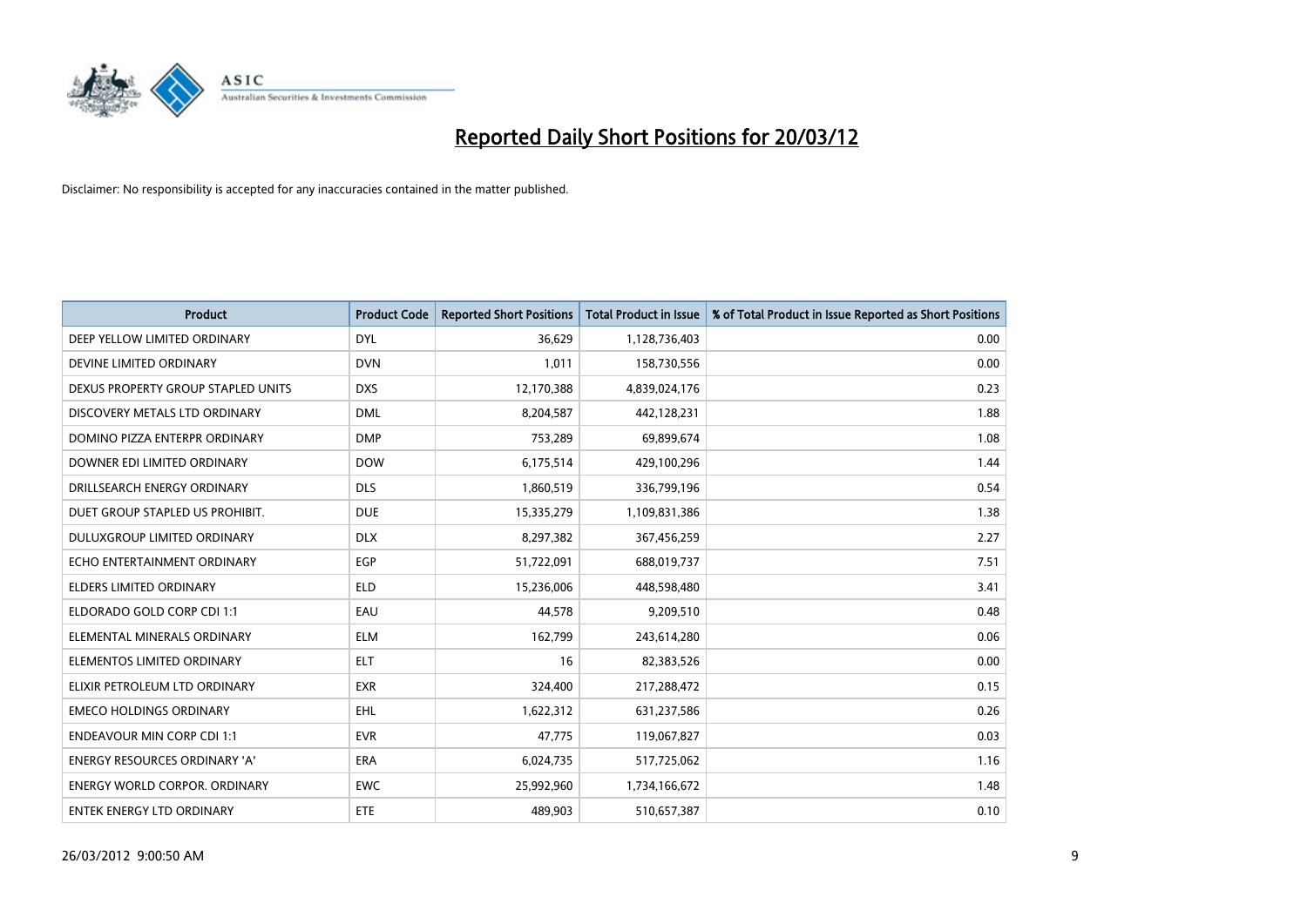# Reported Daily Short Positions for 20/03/12

Disclaimer: No responsibility is accepted for any inaccuracies contained in the matter published.

| Product | Product Code | Reported Short Positions | Total Product in Issue | % of Total Product in Issue Reported as Short Positions |
|---|---|---|---|---|
| DEEP YELLOW LIMITED ORDINARY | DYL | 36,629 | 1,128,736,403 | 0.00 |
| DEVINE LIMITED ORDINARY | DVN | 1,011 | 158,730,556 | 0.00 |
| DEXUS PROPERTY GROUP STAPLED UNITS | DXS | 12,170,388 | 4,839,024,176 | 0.23 |
| DISCOVERY METALS LTD ORDINARY | DML | 8,204,587 | 442,128,231 | 1.88 |
| DOMINO PIZZA ENTERPR ORDINARY | DMP | 753,289 | 69,899,674 | 1.08 |
| DOWNER EDI LIMITED ORDINARY | DOW | 6,175,514 | 429,100,296 | 1.44 |
| DRILLSEARCH ENERGY ORDINARY | DLS | 1,860,519 | 336,799,196 | 0.54 |
| DUET GROUP STAPLED US PROHIBIT. | DUE | 15,335,279 | 1,109,831,386 | 1.38 |
| DULUXGROUP LIMITED ORDINARY | DLX | 8,297,382 | 367,456,259 | 2.27 |
| ECHO ENTERTAINMENT ORDINARY | EGP | 51,722,091 | 688,019,737 | 7.51 |
| ELDERS LIMITED ORDINARY | ELD | 15,236,006 | 448,598,480 | 3.41 |
| ELDORADO GOLD CORP CDI 1:1 | EAU | 44,578 | 9,209,510 | 0.48 |
| ELEMENTAL MINERALS ORDINARY | ELM | 162,799 | 243,614,280 | 0.06 |
| ELEMENTOS LIMITED ORDINARY | ELT | 16 | 82,383,526 | 0.00 |
| ELIXIR PETROLEUM LTD ORDINARY | EXR | 324,400 | 217,288,472 | 0.15 |
| EMECO HOLDINGS ORDINARY | EHL | 1,622,312 | 631,237,586 | 0.26 |
| ENDEAVOUR MIN CORP CDI 1:1 | EVR | 47,775 | 119,067,827 | 0.03 |
| ENERGY RESOURCES ORDINARY 'A' | ERA | 6,024,735 | 517,725,062 | 1.16 |
| ENERGY WORLD CORPOR. ORDINARY | EWC | 25,992,960 | 1,734,166,672 | 1.48 |
| ENTEK ENERGY LTD ORDINARY | ETE | 489,903 | 510,657,387 | 0.10 |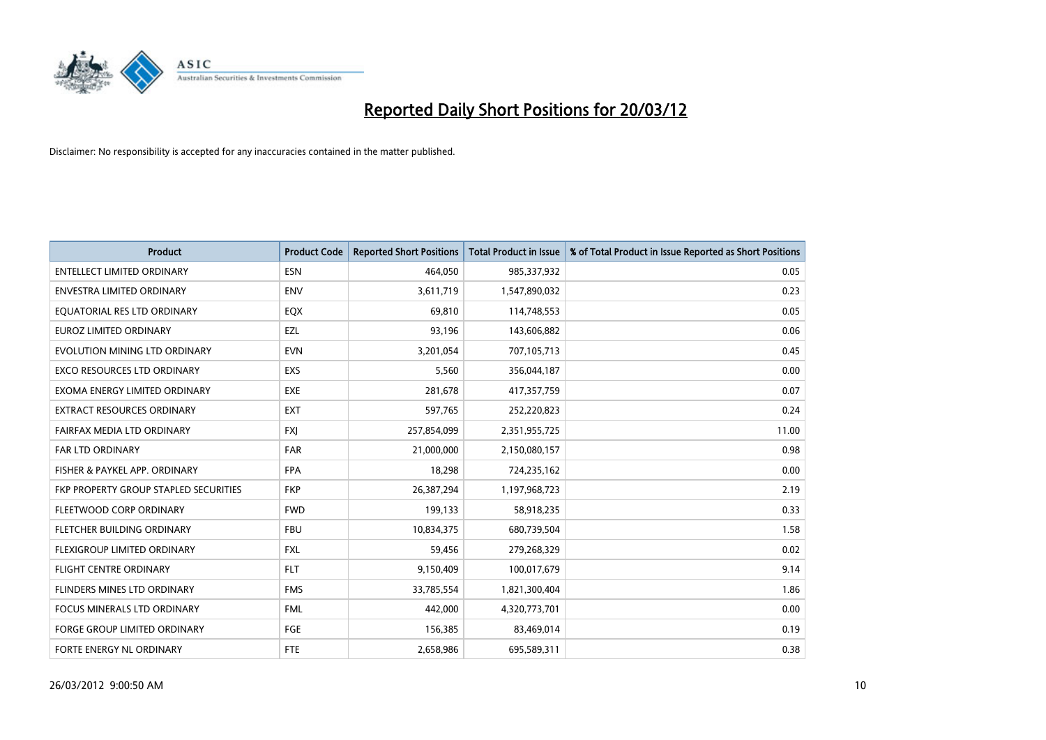# Reported Daily Short Positions for 20/03/12

Disclaimer: No responsibility is accepted for any inaccuracies contained in the matter published.

| Product | Product Code | Reported Short Positions | Total Product in Issue | % of Total Product in Issue Reported as Short Positions |
|---|---|---|---|---|
| ENTELLECT LIMITED ORDINARY | ESN | 464,050 | 985,337,932 | 0.05 |
| ENVESTRA LIMITED ORDINARY | ENV | 3,611,719 | 1,547,890,032 | 0.23 |
| EQUATORIAL RES LTD ORDINARY | EQX | 69,810 | 114,748,553 | 0.05 |
| EUROZ LIMITED ORDINARY | EZL | 93,196 | 143,606,882 | 0.06 |
| EVOLUTION MINING LTD ORDINARY | EVN | 3,201,054 | 707,105,713 | 0.45 |
| EXCO RESOURCES LTD ORDINARY | EXS | 5,560 | 356,044,187 | 0.00 |
| EXOMA ENERGY LIMITED ORDINARY | EXE | 281,678 | 417,357,759 | 0.07 |
| EXTRACT RESOURCES ORDINARY | EXT | 597,765 | 252,220,823 | 0.24 |
| FAIRFAX MEDIA LTD ORDINARY | FXJ | 257,854,099 | 2,351,955,725 | 11.00 |
| FAR LTD ORDINARY | FAR | 21,000,000 | 2,150,080,157 | 0.98 |
| FISHER & PAYKEL APP. ORDINARY | FPA | 18,298 | 724,235,162 | 0.00 |
| FKP PROPERTY GROUP STAPLED SECURITIES | FKP | 26,387,294 | 1,197,968,723 | 2.19 |
| FLEETWOOD CORP ORDINARY | FWD | 199,133 | 58,918,235 | 0.33 |
| FLETCHER BUILDING ORDINARY | FBU | 10,834,375 | 680,739,504 | 1.58 |
| FLEXIGROUP LIMITED ORDINARY | FXL | 59,456 | 279,268,329 | 0.02 |
| FLIGHT CENTRE ORDINARY | FLT | 9,150,409 | 100,017,679 | 9.14 |
| FLINDERS MINES LTD ORDINARY | FMS | 33,785,554 | 1,821,300,404 | 1.86 |
| FOCUS MINERALS LTD ORDINARY | FML | 442,000 | 4,320,773,701 | 0.00 |
| FORGE GROUP LIMITED ORDINARY | FGE | 156,385 | 83,469,014 | 0.19 |
| FORTE ENERGY NL ORDINARY | FTE | 2,658,986 | 695,589,311 | 0.38 |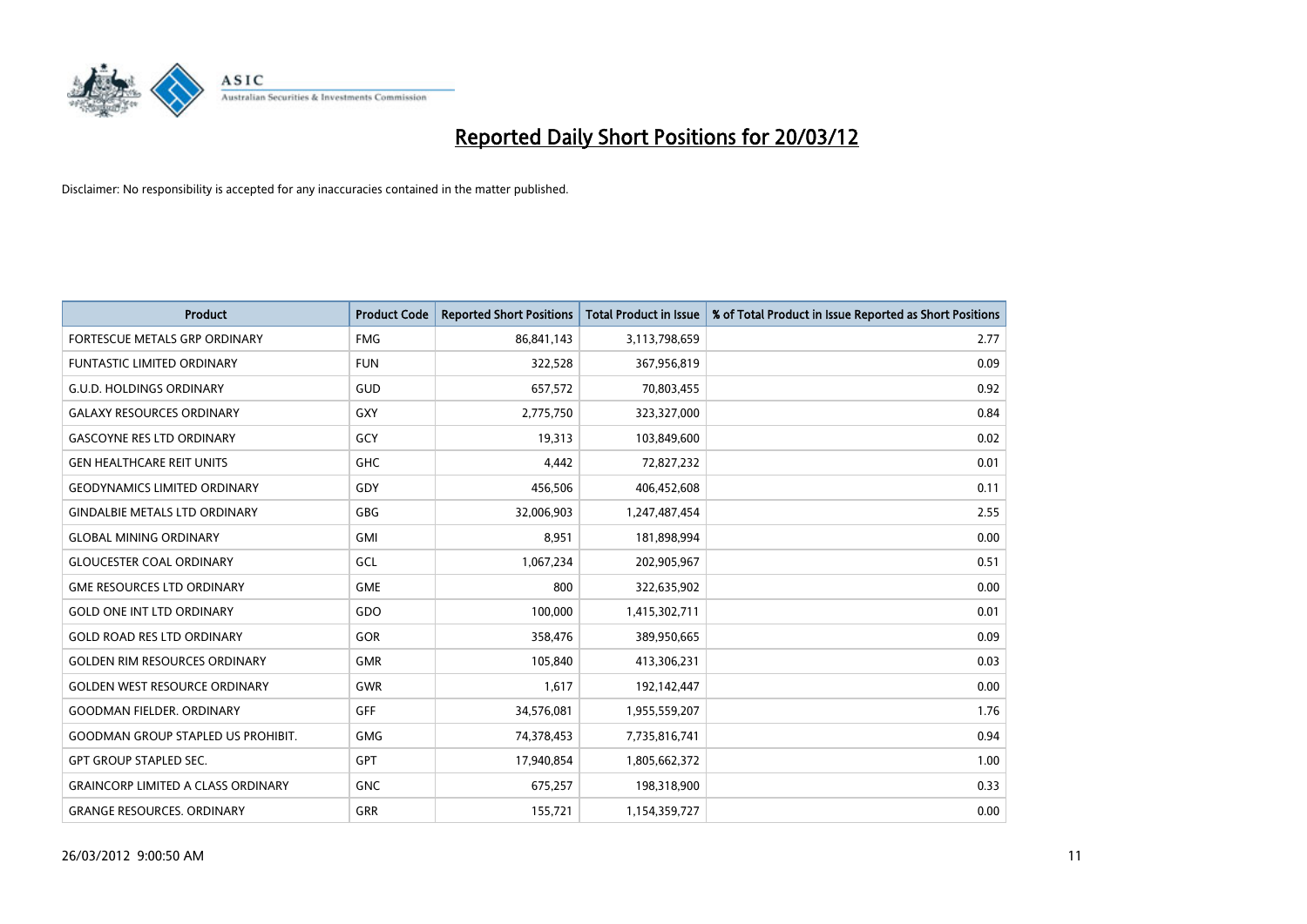# Reported Daily Short Positions for 20/03/12

Disclaimer: No responsibility is accepted for any inaccuracies contained in the matter published.

| Product | Product Code | Reported Short Positions | Total Product in Issue | % of Total Product in Issue Reported as Short Positions |
|---|---|---|---|---|
| FORTESCUE METALS GRP ORDINARY | FMG | 86,841,143 | 3,113,798,659 | 2.77 |
| FUNTASTIC LIMITED ORDINARY | FUN | 322,528 | 367,956,819 | 0.09 |
| G.U.D. HOLDINGS ORDINARY | GUD | 657,572 | 70,803,455 | 0.92 |
| GALAXY RESOURCES ORDINARY | GXY | 2,775,750 | 323,327,000 | 0.84 |
| GASCOYNE RES LTD ORDINARY | GCY | 19,313 | 103,849,600 | 0.02 |
| GEN HEALTHCARE REIT UNITS | GHC | 4,442 | 72,827,232 | 0.01 |
| GEODYNAMICS LIMITED ORDINARY | GDY | 456,506 | 406,452,608 | 0.11 |
| GINDALBIE METALS LTD ORDINARY | GBG | 32,006,903 | 1,247,487,454 | 2.55 |
| GLOBAL MINING ORDINARY | GMI | 8,951 | 181,898,994 | 0.00 |
| GLOUCESTER COAL ORDINARY | GCL | 1,067,234 | 202,905,967 | 0.51 |
| GME RESOURCES LTD ORDINARY | GME | 800 | 322,635,902 | 0.00 |
| GOLD ONE INT LTD ORDINARY | GDO | 100,000 | 1,415,302,711 | 0.01 |
| GOLD ROAD RES LTD ORDINARY | GOR | 358,476 | 389,950,665 | 0.09 |
| GOLDEN RIM RESOURCES ORDINARY | GMR | 105,840 | 413,306,231 | 0.03 |
| GOLDEN WEST RESOURCE ORDINARY | GWR | 1,617 | 192,142,447 | 0.00 |
| GOODMAN FIELDER. ORDINARY | GFF | 34,576,081 | 1,955,559,207 | 1.76 |
| GOODMAN GROUP STAPLED US PROHIBIT. | GMG | 74,378,453 | 7,735,816,741 | 0.94 |
| GPT GROUP STAPLED SEC. | GPT | 17,940,854 | 1,805,662,372 | 1.00 |
| GRAINCORP LIMITED A CLASS ORDINARY | GNC | 675,257 | 198,318,900 | 0.33 |
| GRANGE RESOURCES. ORDINARY | GRR | 155,721 | 1,154,359,727 | 0.00 |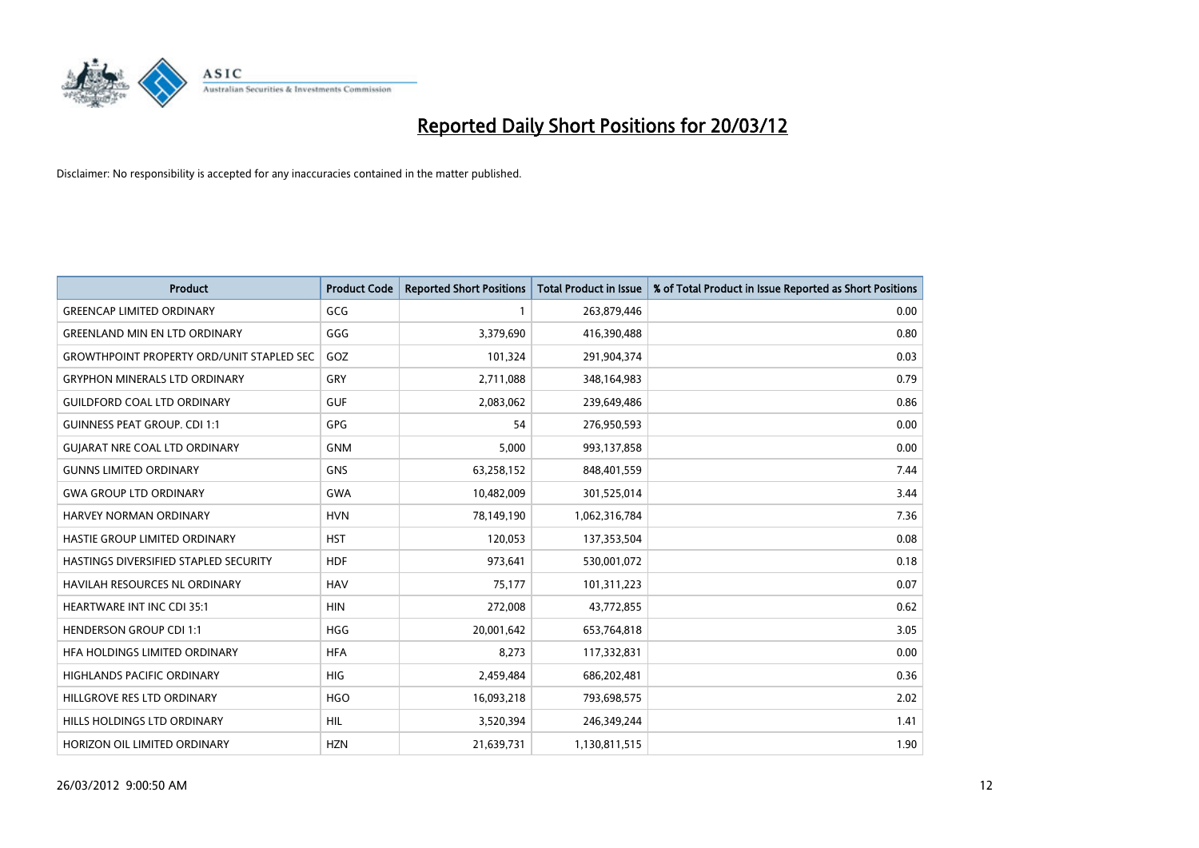# Reported Daily Short Positions for 20/03/12

Disclaimer: No responsibility is accepted for any inaccuracies contained in the matter published.

| Product | Product Code | Reported Short Positions | Total Product in Issue | % of Total Product in Issue Reported as Short Positions |
|---|---|---|---|---|
| GREENCAP LIMITED ORDINARY | GCG | 1 | 263,879,446 | 0.00 |
| GREENLAND MIN EN LTD ORDINARY | GGG | 3,379,690 | 416,390,488 | 0.80 |
| GROWTHPOINT PROPERTY ORD/UNIT STAPLED SEC | GOZ | 101,324 | 291,904,374 | 0.03 |
| GRYPHON MINERALS LTD ORDINARY | GRY | 2,711,088 | 348,164,983 | 0.79 |
| GUILDFORD COAL LTD ORDINARY | GUF | 2,083,062 | 239,649,486 | 0.86 |
| GUINNESS PEAT GROUP. CDI 1:1 | GPG | 54 | 276,950,593 | 0.00 |
| GUJARAT NRE COAL LTD ORDINARY | GNM | 5,000 | 993,137,858 | 0.00 |
| GUNNS LIMITED ORDINARY | GNS | 63,258,152 | 848,401,559 | 7.44 |
| GWA GROUP LTD ORDINARY | GWA | 10,482,009 | 301,525,014 | 3.44 |
| HARVEY NORMAN ORDINARY | HVN | 78,149,190 | 1,062,316,784 | 7.36 |
| HASTIE GROUP LIMITED ORDINARY | HST | 120,053 | 137,353,504 | 0.08 |
| HASTINGS DIVERSIFIED STAPLED SECURITY | HDF | 973,641 | 530,001,072 | 0.18 |
| HAVILAH RESOURCES NL ORDINARY | HAV | 75,177 | 101,311,223 | 0.07 |
| HEARTWARE INT INC CDI 35:1 | HIN | 272,008 | 43,772,855 | 0.62 |
| HENDERSON GROUP CDI 1:1 | HGG | 20,001,642 | 653,764,818 | 3.05 |
| HFA HOLDINGS LIMITED ORDINARY | HFA | 8,273 | 117,332,831 | 0.00 |
| HIGHLANDS PACIFIC ORDINARY | HIG | 2,459,484 | 686,202,481 | 0.36 |
| HILLGROVE RES LTD ORDINARY | HGO | 16,093,218 | 793,698,575 | 2.02 |
| HILLS HOLDINGS LTD ORDINARY | HIL | 3,520,394 | 246,349,244 | 1.41 |
| HORIZON OIL LIMITED ORDINARY | HZN | 21,639,731 | 1,130,811,515 | 1.90 |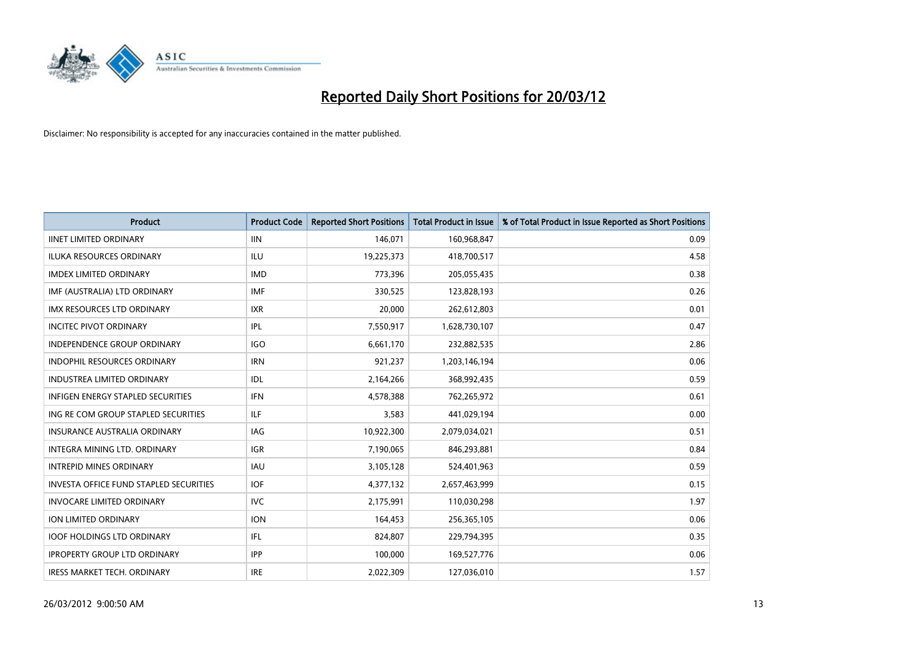# Reported Daily Short Positions for 20/03/12

Disclaimer: No responsibility is accepted for any inaccuracies contained in the matter published.

| Product | Product Code | Reported Short Positions | Total Product in Issue | % of Total Product in Issue Reported as Short Positions |
|---|---|---|---|---|
| IINET LIMITED ORDINARY | IIN | 146,071 | 160,968,847 | 0.09 |
| ILUKA RESOURCES ORDINARY | ILU | 19,225,373 | 418,700,517 | 4.58 |
| IMDEX LIMITED ORDINARY | IMD | 773,396 | 205,055,435 | 0.38 |
| IMF (AUSTRALIA) LTD ORDINARY | IMF | 330,525 | 123,828,193 | 0.26 |
| IMX RESOURCES LTD ORDINARY | IXR | 20,000 | 262,612,803 | 0.01 |
| INCITEC PIVOT ORDINARY | IPL | 7,550,917 | 1,628,730,107 | 0.47 |
| INDEPENDENCE GROUP ORDINARY | IGO | 6,661,170 | 232,882,535 | 2.86 |
| INDOPHIL RESOURCES ORDINARY | IRN | 921,237 | 1,203,146,194 | 0.06 |
| INDUSTREA LIMITED ORDINARY | IDL | 2,164,266 | 368,992,435 | 0.59 |
| INFIGEN ENERGY STAPLED SECURITIES | IFN | 4,578,388 | 762,265,972 | 0.61 |
| ING RE COM GROUP STAPLED SECURITIES | ILF | 3,583 | 441,029,194 | 0.00 |
| INSURANCE AUSTRALIA ORDINARY | IAG | 10,922,300 | 2,079,034,021 | 0.51 |
| INTEGRA MINING LTD. ORDINARY | IGR | 7,190,065 | 846,293,881 | 0.84 |
| INTREPID MINES ORDINARY | IAU | 3,105,128 | 524,401,963 | 0.59 |
| INVESTA OFFICE FUND STAPLED SECURITIES | IOF | 4,377,132 | 2,657,463,999 | 0.15 |
| INVOCARE LIMITED ORDINARY | IVC | 2,175,991 | 110,030,298 | 1.97 |
| ION LIMITED ORDINARY | ION | 164,453 | 256,365,105 | 0.06 |
| IOOF HOLDINGS LTD ORDINARY | IFL | 824,807 | 229,794,395 | 0.35 |
| IPROPERTY GROUP LTD ORDINARY | IPP | 100,000 | 169,527,776 | 0.06 |
| IRESS MARKET TECH. ORDINARY | IRE | 2,022,309 | 127,036,010 | 1.57 |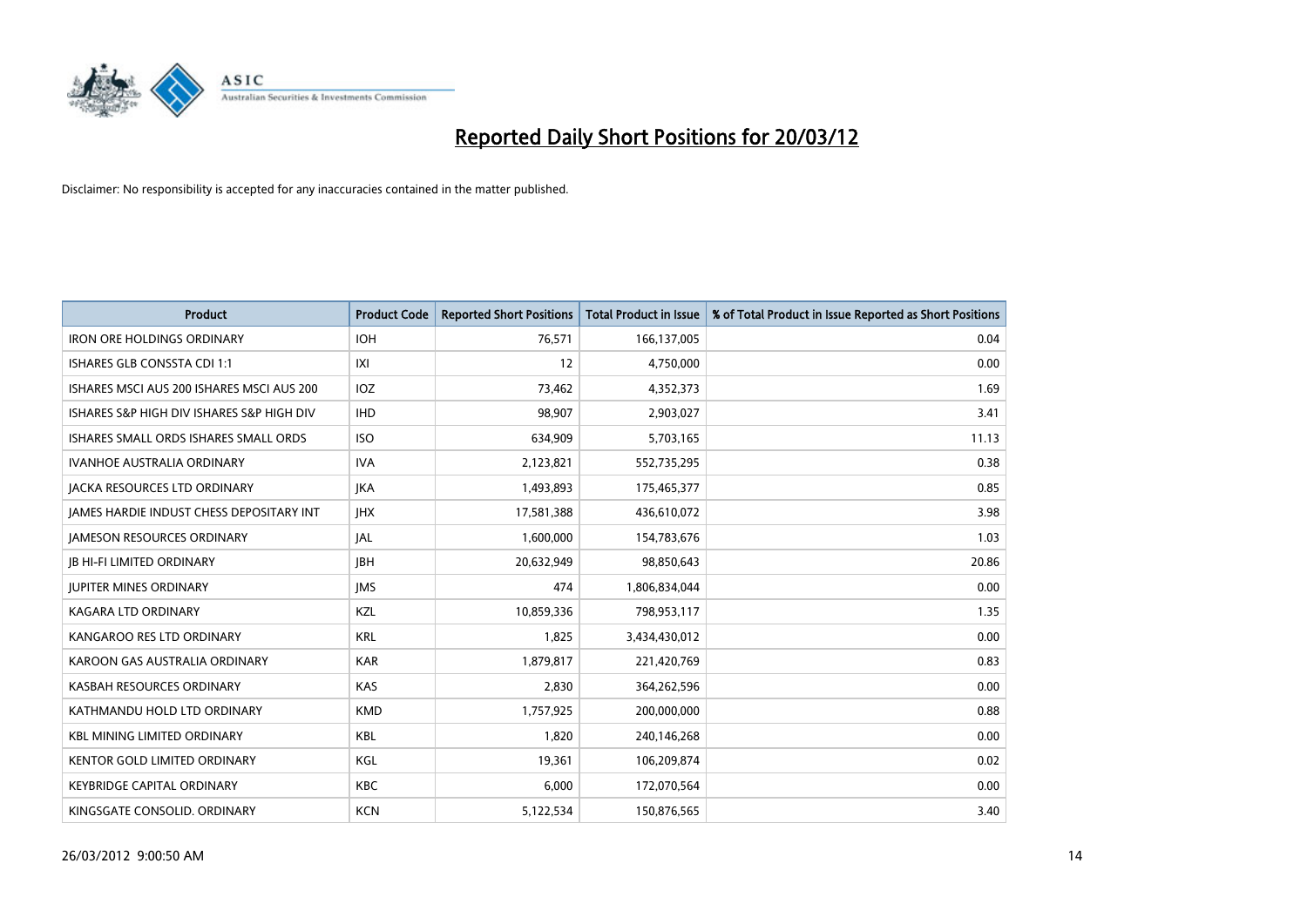# Reported Daily Short Positions for 20/03/12

Disclaimer: No responsibility is accepted for any inaccuracies contained in the matter published.

| Product | Product Code | Reported Short Positions | Total Product in Issue | % of Total Product in Issue Reported as Short Positions |
|---|---|---|---|---|
| IRON ORE HOLDINGS ORDINARY | IOH | 76,571 | 166,137,005 | 0.04 |
| ISHARES GLB CONSSTA CDI 1:1 | IXI | 12 | 4,750,000 | 0.00 |
| ISHARES MSCI AUS 200 ISHARES MSCI AUS 200 | IOZ | 73,462 | 4,352,373 | 1.69 |
| ISHARES S&P HIGH DIV ISHARES S&P HIGH DIV | IHD | 98,907 | 2,903,027 | 3.41 |
| ISHARES SMALL ORDS ISHARES SMALL ORDS | ISO | 634,909 | 5,703,165 | 11.13 |
| IVANHOE AUSTRALIA ORDINARY | IVA | 2,123,821 | 552,735,295 | 0.38 |
| JACKA RESOURCES LTD ORDINARY | JKA | 1,493,893 | 175,465,377 | 0.85 |
| JAMES HARDIE INDUST CHESS DEPOSITARY INT | JHX | 17,581,388 | 436,610,072 | 3.98 |
| JAMESON RESOURCES ORDINARY | JAL | 1,600,000 | 154,783,676 | 1.03 |
| JB HI-FI LIMITED ORDINARY | JBH | 20,632,949 | 98,850,643 | 20.86 |
| JUPITER MINES ORDINARY | JMS | 474 | 1,806,834,044 | 0.00 |
| KAGARA LTD ORDINARY | KZL | 10,859,336 | 798,953,117 | 1.35 |
| KANGAROO RES LTD ORDINARY | KRL | 1,825 | 3,434,430,012 | 0.00 |
| KAROON GAS AUSTRALIA ORDINARY | KAR | 1,879,817 | 221,420,769 | 0.83 |
| KASBAH RESOURCES ORDINARY | KAS | 2,830 | 364,262,596 | 0.00 |
| KATHMANDU HOLD LTD ORDINARY | KMD | 1,757,925 | 200,000,000 | 0.88 |
| KBL MINING LIMITED ORDINARY | KBL | 1,820 | 240,146,268 | 0.00 |
| KENTOR GOLD LIMITED ORDINARY | KGL | 19,361 | 106,209,874 | 0.02 |
| KEYBRIDGE CAPITAL ORDINARY | KBC | 6,000 | 172,070,564 | 0.00 |
| KINGSGATE CONSOLID. ORDINARY | KCN | 5,122,534 | 150,876,565 | 3.40 |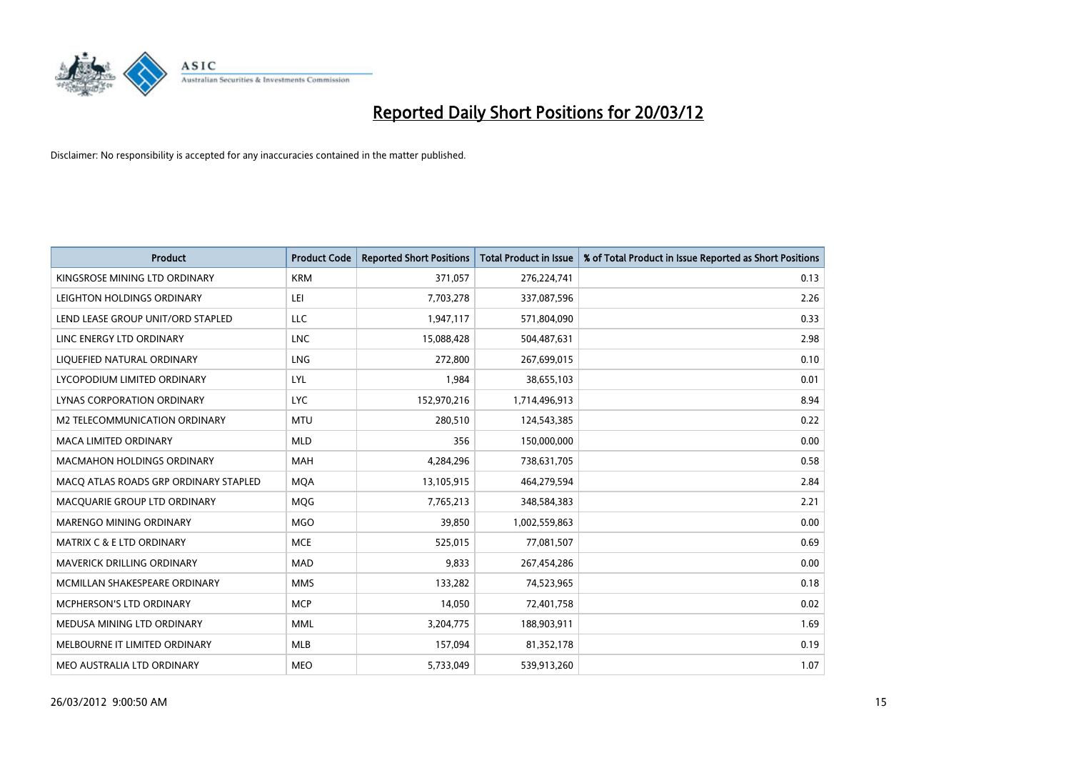# Reported Daily Short Positions for 20/03/12

Disclaimer: No responsibility is accepted for any inaccuracies contained in the matter published.

| Product | Product Code | Reported Short Positions | Total Product in Issue | % of Total Product in Issue Reported as Short Positions |
|---|---|---|---|---|
| KINGSROSE MINING LTD ORDINARY | KRM | 371,057 | 276,224,741 | 0.13 |
| LEIGHTON HOLDINGS ORDINARY | LEI | 7,703,278 | 337,087,596 | 2.26 |
| LEND LEASE GROUP UNIT/ORD STAPLED | LLC | 1,947,117 | 571,804,090 | 0.33 |
| LINC ENERGY LTD ORDINARY | LNC | 15,088,428 | 504,487,631 | 2.98 |
| LIQUEFIED NATURAL ORDINARY | LNG | 272,800 | 267,699,015 | 0.10 |
| LYCOPODIUM LIMITED ORDINARY | LYL | 1,984 | 38,655,103 | 0.01 |
| LYNAS CORPORATION ORDINARY | LYC | 152,970,216 | 1,714,496,913 | 8.94 |
| M2 TELECOMMUNICATION ORDINARY | MTU | 280,510 | 124,543,385 | 0.22 |
| MACA LIMITED ORDINARY | MLD | 356 | 150,000,000 | 0.00 |
| MACMAHON HOLDINGS ORDINARY | MAH | 4,284,296 | 738,631,705 | 0.58 |
| MACQ ATLAS ROADS GRP ORDINARY STAPLED | MQA | 13,105,915 | 464,279,594 | 2.84 |
| MACQUARIE GROUP LTD ORDINARY | MQG | 7,765,213 | 348,584,383 | 2.21 |
| MARENGO MINING ORDINARY | MGO | 39,850 | 1,002,559,863 | 0.00 |
| MATRIX C & E LTD ORDINARY | MCE | 525,015 | 77,081,507 | 0.69 |
| MAVERICK DRILLING ORDINARY | MAD | 9,833 | 267,454,286 | 0.00 |
| MCMILLAN SHAKESPEARE ORDINARY | MMS | 133,282 | 74,523,965 | 0.18 |
| MCPHERSON'S LTD ORDINARY | MCP | 14,050 | 72,401,758 | 0.02 |
| MEDUSA MINING LTD ORDINARY | MML | 3,204,775 | 188,903,911 | 1.69 |
| MELBOURNE IT LIMITED ORDINARY | MLB | 157,094 | 81,352,178 | 0.19 |
| MEO AUSTRALIA LTD ORDINARY | MEO | 5,733,049 | 539,913,260 | 1.07 |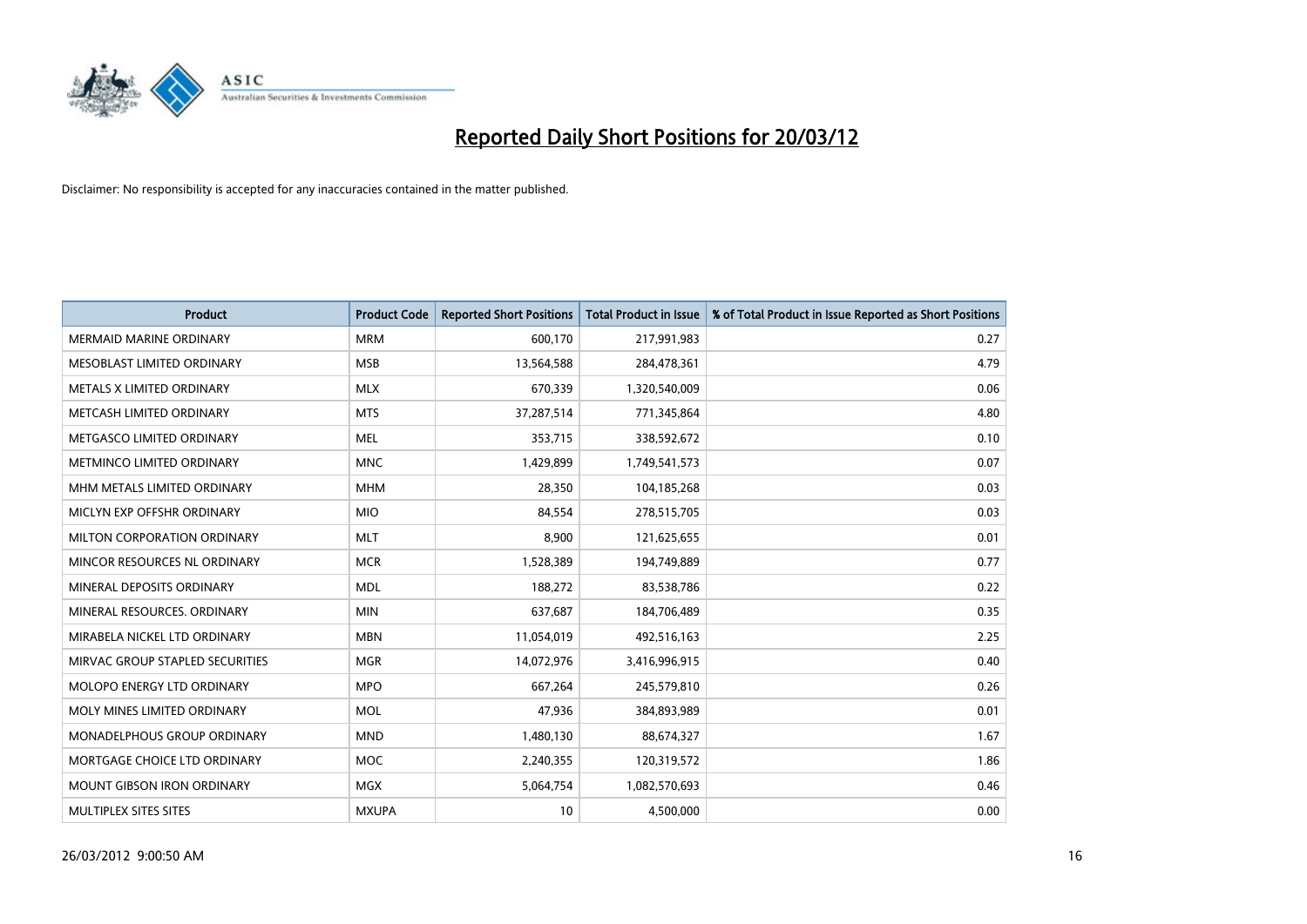# Reported Daily Short Positions for 20/03/12

Disclaimer: No responsibility is accepted for any inaccuracies contained in the matter published.

| Product | Product Code | Reported Short Positions | Total Product in Issue | % of Total Product in Issue Reported as Short Positions |
| --- | --- | --- | --- | --- |
| MERMAID MARINE ORDINARY | MRM | 600,170 | 217,991,983 | 0.27 |
| MESOBLAST LIMITED ORDINARY | MSB | 13,564,588 | 284,478,361 | 4.79 |
| METALS X LIMITED ORDINARY | MLX | 670,339 | 1,320,540,009 | 0.06 |
| METCASH LIMITED ORDINARY | MTS | 37,287,514 | 771,345,864 | 4.80 |
| METGASCO LIMITED ORDINARY | MEL | 353,715 | 338,592,672 | 0.10 |
| METMINCO LIMITED ORDINARY | MNC | 1,429,899 | 1,749,541,573 | 0.07 |
| MHM METALS LIMITED ORDINARY | MHM | 28,350 | 104,185,268 | 0.03 |
| MICLYN EXP OFFSHR ORDINARY | MIO | 84,554 | 278,515,705 | 0.03 |
| MILTON CORPORATION ORDINARY | MLT | 8,900 | 121,625,655 | 0.01 |
| MINCOR RESOURCES NL ORDINARY | MCR | 1,528,389 | 194,749,889 | 0.77 |
| MINERAL DEPOSITS ORDINARY | MDL | 188,272 | 83,538,786 | 0.22 |
| MINERAL RESOURCES. ORDINARY | MIN | 637,687 | 184,706,489 | 0.35 |
| MIRABELA NICKEL LTD ORDINARY | MBN | 11,054,019 | 492,516,163 | 2.25 |
| MIRVAC GROUP STAPLED SECURITIES | MGR | 14,072,976 | 3,416,996,915 | 0.40 |
| MOLOPO ENERGY LTD ORDINARY | MPO | 667,264 | 245,579,810 | 0.26 |
| MOLY MINES LIMITED ORDINARY | MOL | 47,936 | 384,893,989 | 0.01 |
| MONADELPHOUS GROUP ORDINARY | MND | 1,480,130 | 88,674,327 | 1.67 |
| MORTGAGE CHOICE LTD ORDINARY | MOC | 2,240,355 | 120,319,572 | 1.86 |
| MOUNT GIBSON IRON ORDINARY | MGX | 5,064,754 | 1,082,570,693 | 0.46 |
| MULTIPLEX SITES SITES | MXUPA | 10 | 4,500,000 | 0.00 |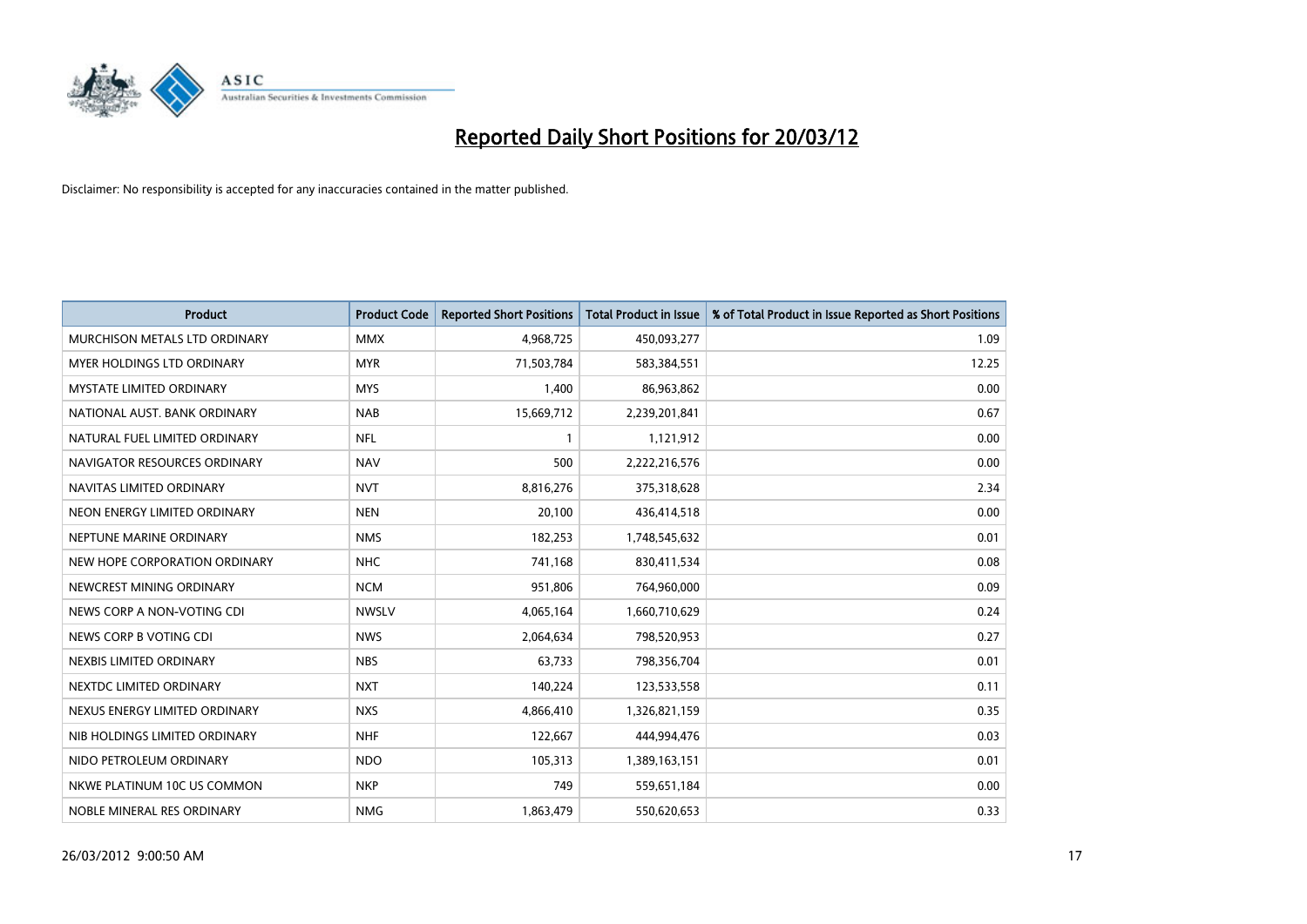# Reported Daily Short Positions for 20/03/12

Disclaimer: No responsibility is accepted for any inaccuracies contained in the matter published.

| Product | Product Code | Reported Short Positions | Total Product in Issue | % of Total Product in Issue Reported as Short Positions |
|---|---|---|---|---|
| MURCHISON METALS LTD ORDINARY | MMX | 4,968,725 | 450,093,277 | 1.09 |
| MYER HOLDINGS LTD ORDINARY | MYR | 71,503,784 | 583,384,551 | 12.25 |
| MYSTATE LIMITED ORDINARY | MYS | 1,400 | 86,963,862 | 0.00 |
| NATIONAL AUST. BANK ORDINARY | NAB | 15,669,712 | 2,239,201,841 | 0.67 |
| NATURAL FUEL LIMITED ORDINARY | NFL | 1 | 1,121,912 | 0.00 |
| NAVIGATOR RESOURCES ORDINARY | NAV | 500 | 2,222,216,576 | 0.00 |
| NAVITAS LIMITED ORDINARY | NVT | 8,816,276 | 375,318,628 | 2.34 |
| NEON ENERGY LIMITED ORDINARY | NEN | 20,100 | 436,414,518 | 0.00 |
| NEPTUNE MARINE ORDINARY | NMS | 182,253 | 1,748,545,632 | 0.01 |
| NEW HOPE CORPORATION ORDINARY | NHC | 741,168 | 830,411,534 | 0.08 |
| NEWCREST MINING ORDINARY | NCM | 951,806 | 764,960,000 | 0.09 |
| NEWS CORP A NON-VOTING CDI | NWSLV | 4,065,164 | 1,660,710,629 | 0.24 |
| NEWS CORP B VOTING CDI | NWS | 2,064,634 | 798,520,953 | 0.27 |
| NEXBIS LIMITED ORDINARY | NBS | 63,733 | 798,356,704 | 0.01 |
| NEXTDC LIMITED ORDINARY | NXT | 140,224 | 123,533,558 | 0.11 |
| NEXUS ENERGY LIMITED ORDINARY | NXS | 4,866,410 | 1,326,821,159 | 0.35 |
| NIB HOLDINGS LIMITED ORDINARY | NHF | 122,667 | 444,994,476 | 0.03 |
| NIDO PETROLEUM ORDINARY | NDO | 105,313 | 1,389,163,151 | 0.01 |
| NKWE PLATINUM 10C US COMMON | NKP | 749 | 559,651,184 | 0.00 |
| NOBLE MINERAL RES ORDINARY | NMG | 1,863,479 | 550,620,653 | 0.33 |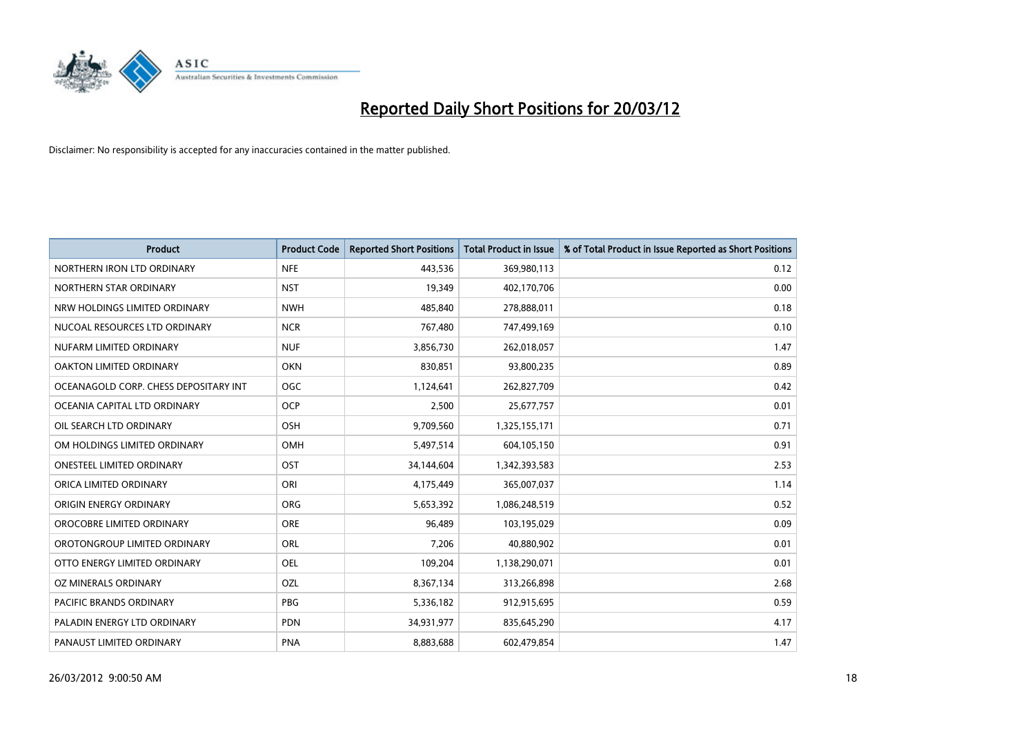# Reported Daily Short Positions for 20/03/12

Disclaimer: No responsibility is accepted for any inaccuracies contained in the matter published.

| Product | Product Code | Reported Short Positions | Total Product in Issue | % of Total Product in Issue Reported as Short Positions |
|---|---|---|---|---|
| NORTHERN IRON LTD ORDINARY | NFE | 443,536 | 369,980,113 | 0.12 |
| NORTHERN STAR ORDINARY | NST | 19,349 | 402,170,706 | 0.00 |
| NRW HOLDINGS LIMITED ORDINARY | NWH | 485,840 | 278,888,011 | 0.18 |
| NUCOAL RESOURCES LTD ORDINARY | NCR | 767,480 | 747,499,169 | 0.10 |
| NUFARM LIMITED ORDINARY | NUF | 3,856,730 | 262,018,057 | 1.47 |
| OAKTON LIMITED ORDINARY | OKN | 830,851 | 93,800,235 | 0.89 |
| OCEANAGOLD CORP. CHESS DEPOSITARY INT | OGC | 1,124,641 | 262,827,709 | 0.42 |
| OCEANIA CAPITAL LTD ORDINARY | OCP | 2,500 | 25,677,757 | 0.01 |
| OIL SEARCH LTD ORDINARY | OSH | 9,709,560 | 1,325,155,171 | 0.71 |
| OM HOLDINGS LIMITED ORDINARY | OMH | 5,497,514 | 604,105,150 | 0.91 |
| ONESTEEL LIMITED ORDINARY | OST | 34,144,604 | 1,342,393,583 | 2.53 |
| ORICA LIMITED ORDINARY | ORI | 4,175,449 | 365,007,037 | 1.14 |
| ORIGIN ENERGY ORDINARY | ORG | 5,653,392 | 1,086,248,519 | 0.52 |
| OROCOBRE LIMITED ORDINARY | ORE | 96,489 | 103,195,029 | 0.09 |
| OROTONGROUP LIMITED ORDINARY | ORL | 7,206 | 40,880,902 | 0.01 |
| OTTO ENERGY LIMITED ORDINARY | OEL | 109,204 | 1,138,290,071 | 0.01 |
| OZ MINERALS ORDINARY | OZL | 8,367,134 | 313,266,898 | 2.68 |
| PACIFIC BRANDS ORDINARY | PBG | 5,336,182 | 912,915,695 | 0.59 |
| PALADIN ENERGY LTD ORDINARY | PDN | 34,931,977 | 835,645,290 | 4.17 |
| PANAUST LIMITED ORDINARY | PNA | 8,883,688 | 602,479,854 | 1.47 |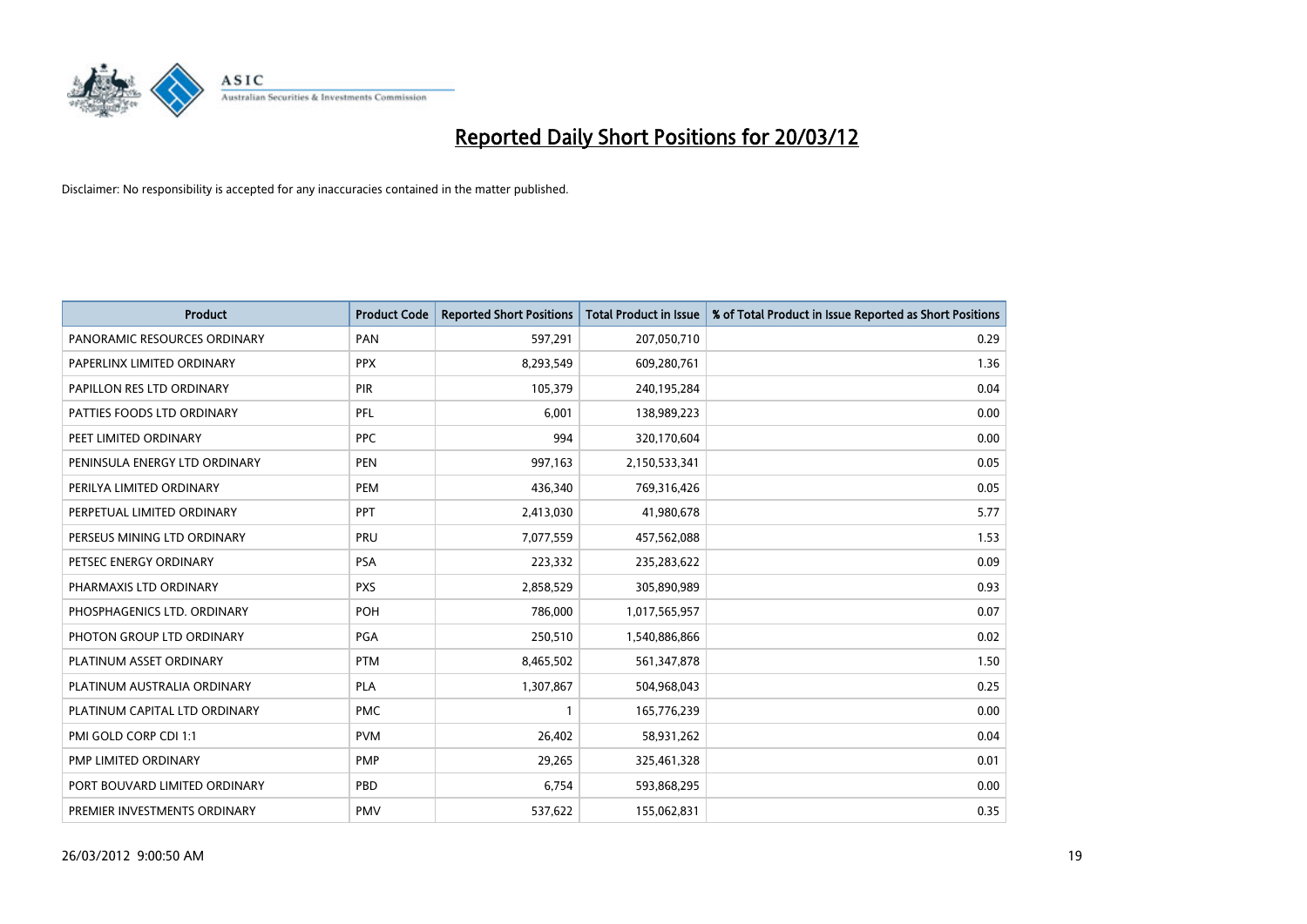# Reported Daily Short Positions for 20/03/12

Disclaimer: No responsibility is accepted for any inaccuracies contained in the matter published.

| Product | Product Code | Reported Short Positions | Total Product in Issue | % of Total Product in Issue Reported as Short Positions |
|---|---|---|---|---|
| PANORAMIC RESOURCES ORDINARY | PAN | 597,291 | 207,050,710 | 0.29 |
| PAPERLINX LIMITED ORDINARY | PPX | 8,293,549 | 609,280,761 | 1.36 |
| PAPILLON RES LTD ORDINARY | PIR | 105,379 | 240,195,284 | 0.04 |
| PATTIES FOODS LTD ORDINARY | PFL | 6,001 | 138,989,223 | 0.00 |
| PEET LIMITED ORDINARY | PPC | 994 | 320,170,604 | 0.00 |
| PENINSULA ENERGY LTD ORDINARY | PEN | 997,163 | 2,150,533,341 | 0.05 |
| PERILYA LIMITED ORDINARY | PEM | 436,340 | 769,316,426 | 0.05 |
| PERPETUAL LIMITED ORDINARY | PPT | 2,413,030 | 41,980,678 | 5.77 |
| PERSEUS MINING LTD ORDINARY | PRU | 7,077,559 | 457,562,088 | 1.53 |
| PETSEC ENERGY ORDINARY | PSA | 223,332 | 235,283,622 | 0.09 |
| PHARMAXIS LTD ORDINARY | PXS | 2,858,529 | 305,890,989 | 0.93 |
| PHOSPHAGENICS LTD. ORDINARY | POH | 786,000 | 1,017,565,957 | 0.07 |
| PHOTON GROUP LTD ORDINARY | PGA | 250,510 | 1,540,886,866 | 0.02 |
| PLATINUM ASSET ORDINARY | PTM | 8,465,502 | 561,347,878 | 1.50 |
| PLATINUM AUSTRALIA ORDINARY | PLA | 1,307,867 | 504,968,043 | 0.25 |
| PLATINUM CAPITAL LTD ORDINARY | PMC | 1 | 165,776,239 | 0.00 |
| PMI GOLD CORP CDI 1:1 | PVM | 26,402 | 58,931,262 | 0.04 |
| PMP LIMITED ORDINARY | PMP | 29,265 | 325,461,328 | 0.01 |
| PORT BOUVARD LIMITED ORDINARY | PBD | 6,754 | 593,868,295 | 0.00 |
| PREMIER INVESTMENTS ORDINARY | PMV | 537,622 | 155,062,831 | 0.35 |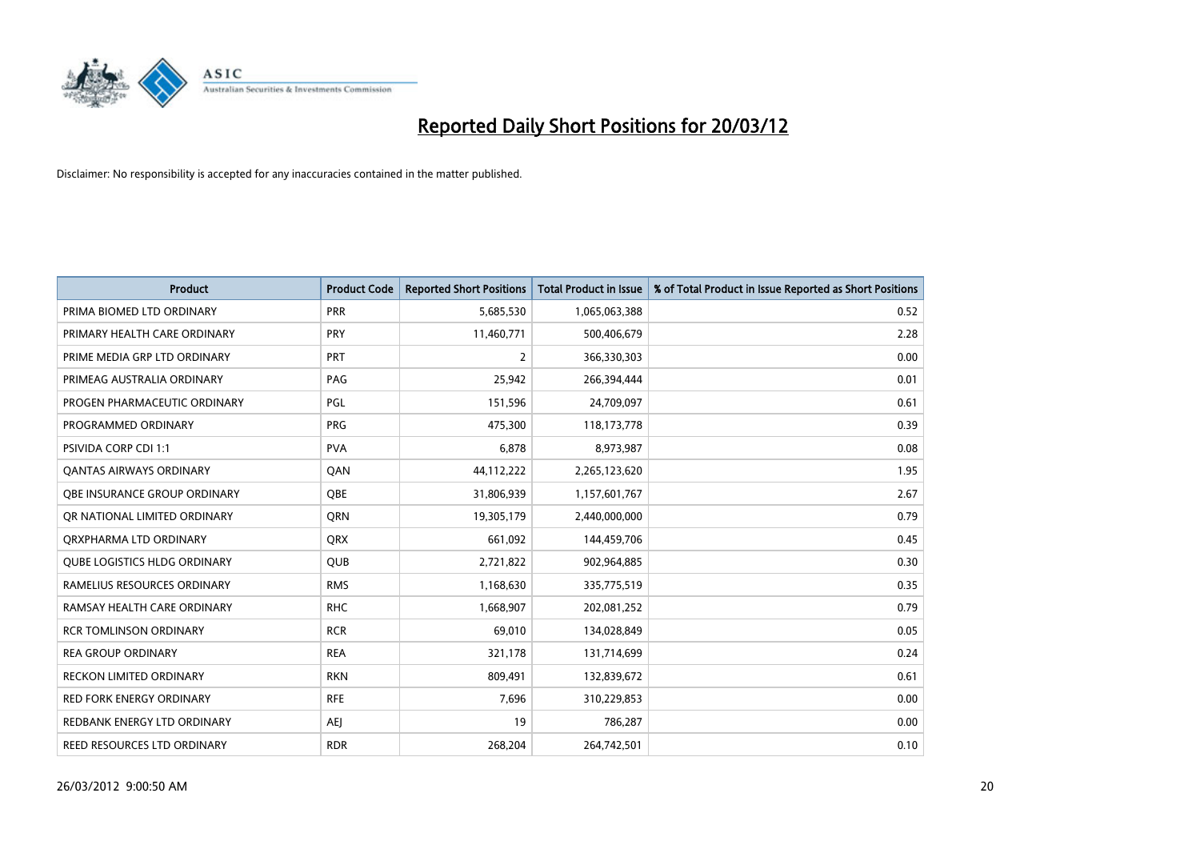# Reported Daily Short Positions for 20/03/12

Disclaimer: No responsibility is accepted for any inaccuracies contained in the matter published.

| Product | Product Code | Reported Short Positions | Total Product in Issue | % of Total Product in Issue Reported as Short Positions |
|---|---|---|---|---|
| PRIMA BIOMED LTD ORDINARY | PRR | 5,685,530 | 1,065,063,388 | 0.52 |
| PRIMARY HEALTH CARE ORDINARY | PRY | 11,460,771 | 500,406,679 | 2.28 |
| PRIME MEDIA GRP LTD ORDINARY | PRT | 2 | 366,330,303 | 0.00 |
| PRIMEAG AUSTRALIA ORDINARY | PAG | 25,942 | 266,394,444 | 0.01 |
| PROGEN PHARMACEUTIC ORDINARY | PGL | 151,596 | 24,709,097 | 0.61 |
| PROGRAMMED ORDINARY | PRG | 475,300 | 118,173,778 | 0.39 |
| PSIVIDA CORP CDI 1:1 | PVA | 6,878 | 8,973,987 | 0.08 |
| QANTAS AIRWAYS ORDINARY | QAN | 44,112,222 | 2,265,123,620 | 1.95 |
| QBE INSURANCE GROUP ORDINARY | QBE | 31,806,939 | 1,157,601,767 | 2.67 |
| QR NATIONAL LIMITED ORDINARY | QRN | 19,305,179 | 2,440,000,000 | 0.79 |
| QRXPHARMA LTD ORDINARY | QRX | 661,092 | 144,459,706 | 0.45 |
| QUBE LOGISTICS HLDG ORDINARY | QUB | 2,721,822 | 902,964,885 | 0.30 |
| RAMELIUS RESOURCES ORDINARY | RMS | 1,168,630 | 335,775,519 | 0.35 |
| RAMSAY HEALTH CARE ORDINARY | RHC | 1,668,907 | 202,081,252 | 0.79 |
| RCR TOMLINSON ORDINARY | RCR | 69,010 | 134,028,849 | 0.05 |
| REA GROUP ORDINARY | REA | 321,178 | 131,714,699 | 0.24 |
| RECKON LIMITED ORDINARY | RKN | 809,491 | 132,839,672 | 0.61 |
| RED FORK ENERGY ORDINARY | RFE | 7,696 | 310,229,853 | 0.00 |
| REDBANK ENERGY LTD ORDINARY | AEJ | 19 | 786,287 | 0.00 |
| REED RESOURCES LTD ORDINARY | RDR | 268,204 | 264,742,501 | 0.10 |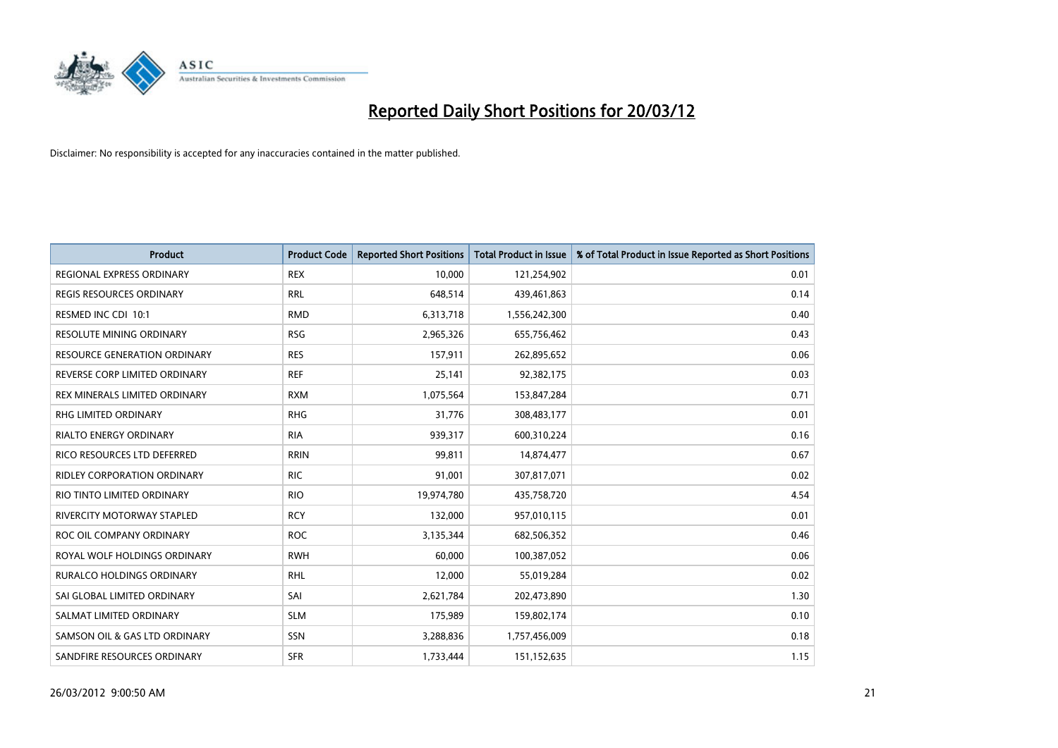# Reported Daily Short Positions for 20/03/12

Disclaimer: No responsibility is accepted for any inaccuracies contained in the matter published.

| Product | Product Code | Reported Short Positions | Total Product in Issue | % of Total Product in Issue Reported as Short Positions |
|---|---|---|---|---|
| REGIONAL EXPRESS ORDINARY | REX | 10,000 | 121,254,902 | 0.01 |
| REGIS RESOURCES ORDINARY | RRL | 648,514 | 439,461,863 | 0.14 |
| RESMED INC CDI 10:1 | RMD | 6,313,718 | 1,556,242,300 | 0.40 |
| RESOLUTE MINING ORDINARY | RSG | 2,965,326 | 655,756,462 | 0.43 |
| RESOURCE GENERATION ORDINARY | RES | 157,911 | 262,895,652 | 0.06 |
| REVERSE CORP LIMITED ORDINARY | REF | 25,141 | 92,382,175 | 0.03 |
| REX MINERALS LIMITED ORDINARY | RXM | 1,075,564 | 153,847,284 | 0.71 |
| RHG LIMITED ORDINARY | RHG | 31,776 | 308,483,177 | 0.01 |
| RIALTO ENERGY ORDINARY | RIA | 939,317 | 600,310,224 | 0.16 |
| RICO RESOURCES LTD DEFERRED | RRIN | 99,811 | 14,874,477 | 0.67 |
| RIDLEY CORPORATION ORDINARY | RIC | 91,001 | 307,817,071 | 0.02 |
| RIO TINTO LIMITED ORDINARY | RIO | 19,974,780 | 435,758,720 | 4.54 |
| RIVERCITY MOTORWAY STAPLED | RCY | 132,000 | 957,010,115 | 0.01 |
| ROC OIL COMPANY ORDINARY | ROC | 3,135,344 | 682,506,352 | 0.46 |
| ROYAL WOLF HOLDINGS ORDINARY | RWH | 60,000 | 100,387,052 | 0.06 |
| RURALCO HOLDINGS ORDINARY | RHL | 12,000 | 55,019,284 | 0.02 |
| SAI GLOBAL LIMITED ORDINARY | SAI | 2,621,784 | 202,473,890 | 1.30 |
| SALMAT LIMITED ORDINARY | SLM | 175,989 | 159,802,174 | 0.10 |
| SAMSON OIL & GAS LTD ORDINARY | SSN | 3,288,836 | 1,757,456,009 | 0.18 |
| SANDFIRE RESOURCES ORDINARY | SFR | 1,733,444 | 151,152,635 | 1.15 |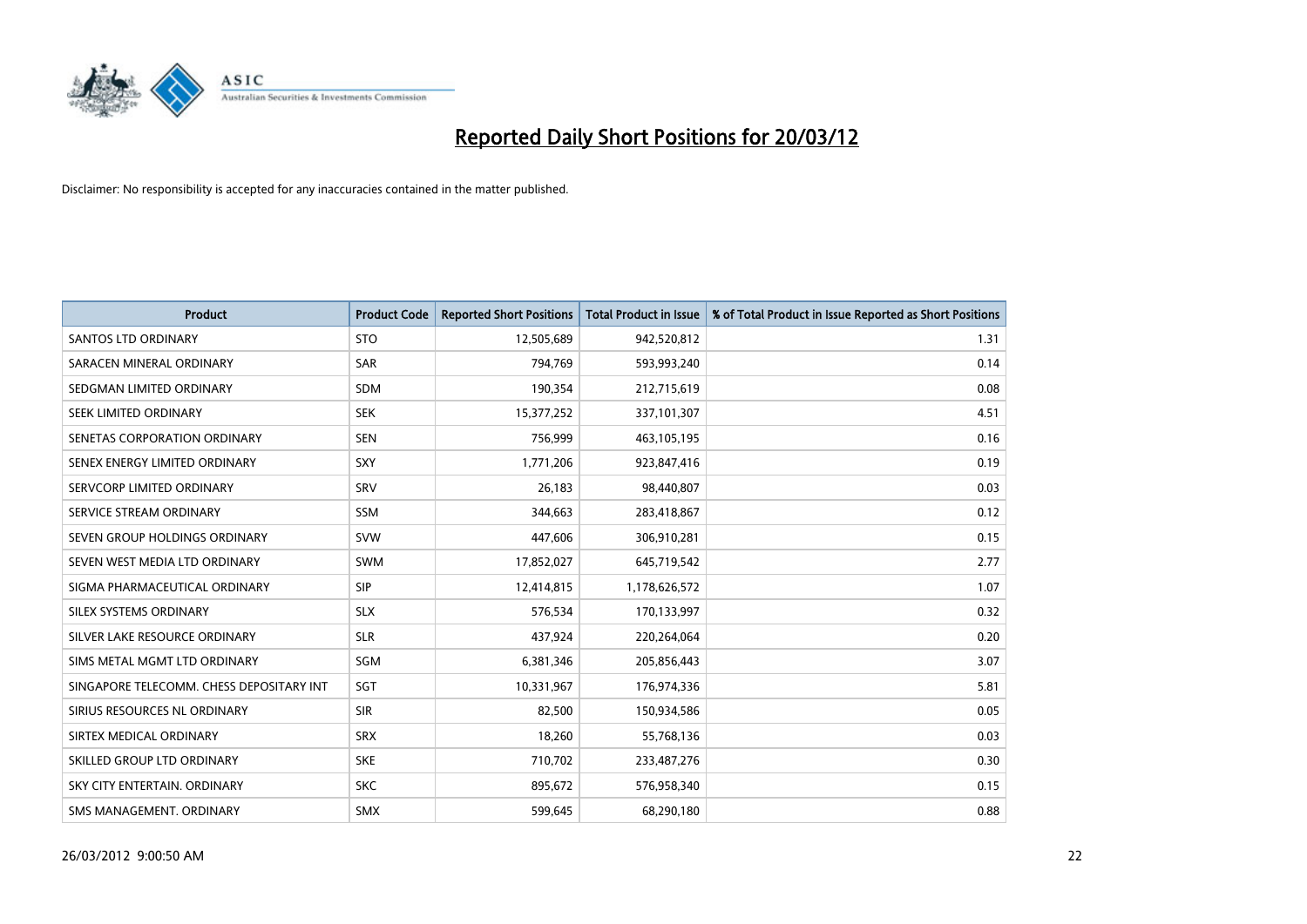# Reported Daily Short Positions for 20/03/12

Disclaimer: No responsibility is accepted for any inaccuracies contained in the matter published.

| Product | Product Code | Reported Short Positions | Total Product in Issue | % of Total Product in Issue Reported as Short Positions |
|---|---|---|---|---|
| SANTOS LTD ORDINARY | STO | 12,505,689 | 942,520,812 | 1.31 |
| SARACEN MINERAL ORDINARY | SAR | 794,769 | 593,993,240 | 0.14 |
| SEDGMAN LIMITED ORDINARY | SDM | 190,354 | 212,715,619 | 0.08 |
| SEEK LIMITED ORDINARY | SEK | 15,377,252 | 337,101,307 | 4.51 |
| SENETAS CORPORATION ORDINARY | SEN | 756,999 | 463,105,195 | 0.16 |
| SENEX ENERGY LIMITED ORDINARY | SXY | 1,771,206 | 923,847,416 | 0.19 |
| SERVCORP LIMITED ORDINARY | SRV | 26,183 | 98,440,807 | 0.03 |
| SERVICE STREAM ORDINARY | SSM | 344,663 | 283,418,867 | 0.12 |
| SEVEN GROUP HOLDINGS ORDINARY | SVW | 447,606 | 306,910,281 | 0.15 |
| SEVEN WEST MEDIA LTD ORDINARY | SWM | 17,852,027 | 645,719,542 | 2.77 |
| SIGMA PHARMACEUTICAL ORDINARY | SIP | 12,414,815 | 1,178,626,572 | 1.07 |
| SILEX SYSTEMS ORDINARY | SLX | 576,534 | 170,133,997 | 0.32 |
| SILVER LAKE RESOURCE ORDINARY | SLR | 437,924 | 220,264,064 | 0.20 |
| SIMS METAL MGMT LTD ORDINARY | SGM | 6,381,346 | 205,856,443 | 3.07 |
| SINGAPORE TELECOMM. CHESS DEPOSITARY INT | SGT | 10,331,967 | 176,974,336 | 5.81 |
| SIRIUS RESOURCES NL ORDINARY | SIR | 82,500 | 150,934,586 | 0.05 |
| SIRTEX MEDICAL ORDINARY | SRX | 18,260 | 55,768,136 | 0.03 |
| SKILLED GROUP LTD ORDINARY | SKE | 710,702 | 233,487,276 | 0.30 |
| SKY CITY ENTERTAIN. ORDINARY | SKC | 895,672 | 576,958,340 | 0.15 |
| SMS MANAGEMENT. ORDINARY | SMX | 599,645 | 68,290,180 | 0.88 |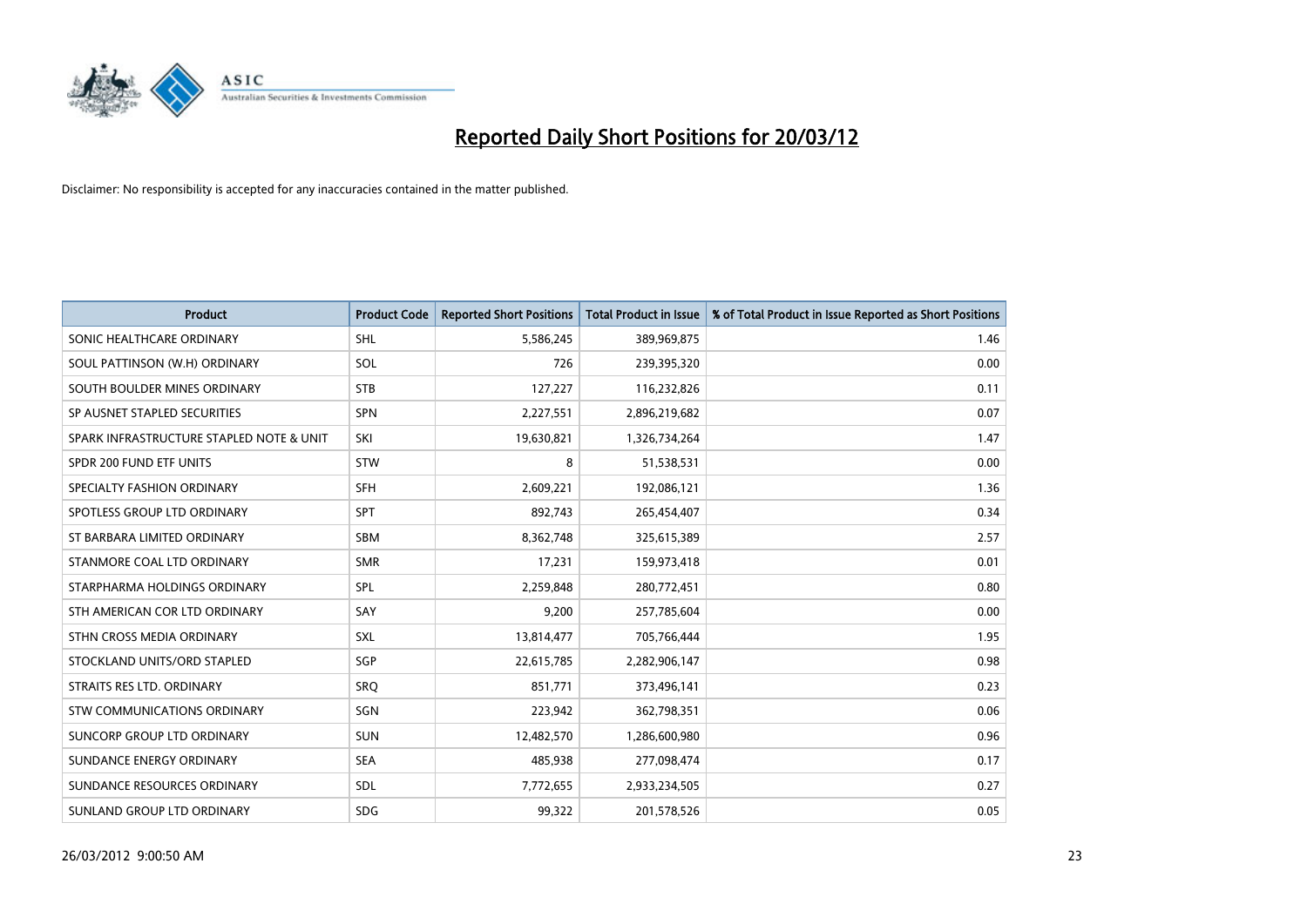# Reported Daily Short Positions for 20/03/12

Disclaimer: No responsibility is accepted for any inaccuracies contained in the matter published.

| Product | Product Code | Reported Short Positions | Total Product in Issue | % of Total Product in Issue Reported as Short Positions |
|---|---|---|---|---|
| SONIC HEALTHCARE ORDINARY | SHL | 5,586,245 | 389,969,875 | 1.46 |
| SOUL PATTINSON (W.H) ORDINARY | SOL | 726 | 239,395,320 | 0.00 |
| SOUTH BOULDER MINES ORDINARY | STB | 127,227 | 116,232,826 | 0.11 |
| SP AUSNET STAPLED SECURITIES | SPN | 2,227,551 | 2,896,219,682 | 0.07 |
| SPARK INFRASTRUCTURE STAPLED NOTE & UNIT | SKI | 19,630,821 | 1,326,734,264 | 1.47 |
| SPDR 200 FUND ETF UNITS | STW | 8 | 51,538,531 | 0.00 |
| SPECIALTY FASHION ORDINARY | SFH | 2,609,221 | 192,086,121 | 1.36 |
| SPOTLESS GROUP LTD ORDINARY | SPT | 892,743 | 265,454,407 | 0.34 |
| ST BARBARA LIMITED ORDINARY | SBM | 8,362,748 | 325,615,389 | 2.57 |
| STANMORE COAL LTD ORDINARY | SMR | 17,231 | 159,973,418 | 0.01 |
| STARPHARMA HOLDINGS ORDINARY | SPL | 2,259,848 | 280,772,451 | 0.80 |
| STH AMERICAN COR LTD ORDINARY | SAY | 9,200 | 257,785,604 | 0.00 |
| STHN CROSS MEDIA ORDINARY | SXL | 13,814,477 | 705,766,444 | 1.95 |
| STOCKLAND UNITS/ORD STAPLED | SGP | 22,615,785 | 2,282,906,147 | 0.98 |
| STRAITS RES LTD. ORDINARY | SRQ | 851,771 | 373,496,141 | 0.23 |
| STW COMMUNICATIONS ORDINARY | SGN | 223,942 | 362,798,351 | 0.06 |
| SUNCORP GROUP LTD ORDINARY | SUN | 12,482,570 | 1,286,600,980 | 0.96 |
| SUNDANCE ENERGY ORDINARY | SEA | 485,938 | 277,098,474 | 0.17 |
| SUNDANCE RESOURCES ORDINARY | SDL | 7,772,655 | 2,933,234,505 | 0.27 |
| SUNLAND GROUP LTD ORDINARY | SDG | 99,322 | 201,578,526 | 0.05 |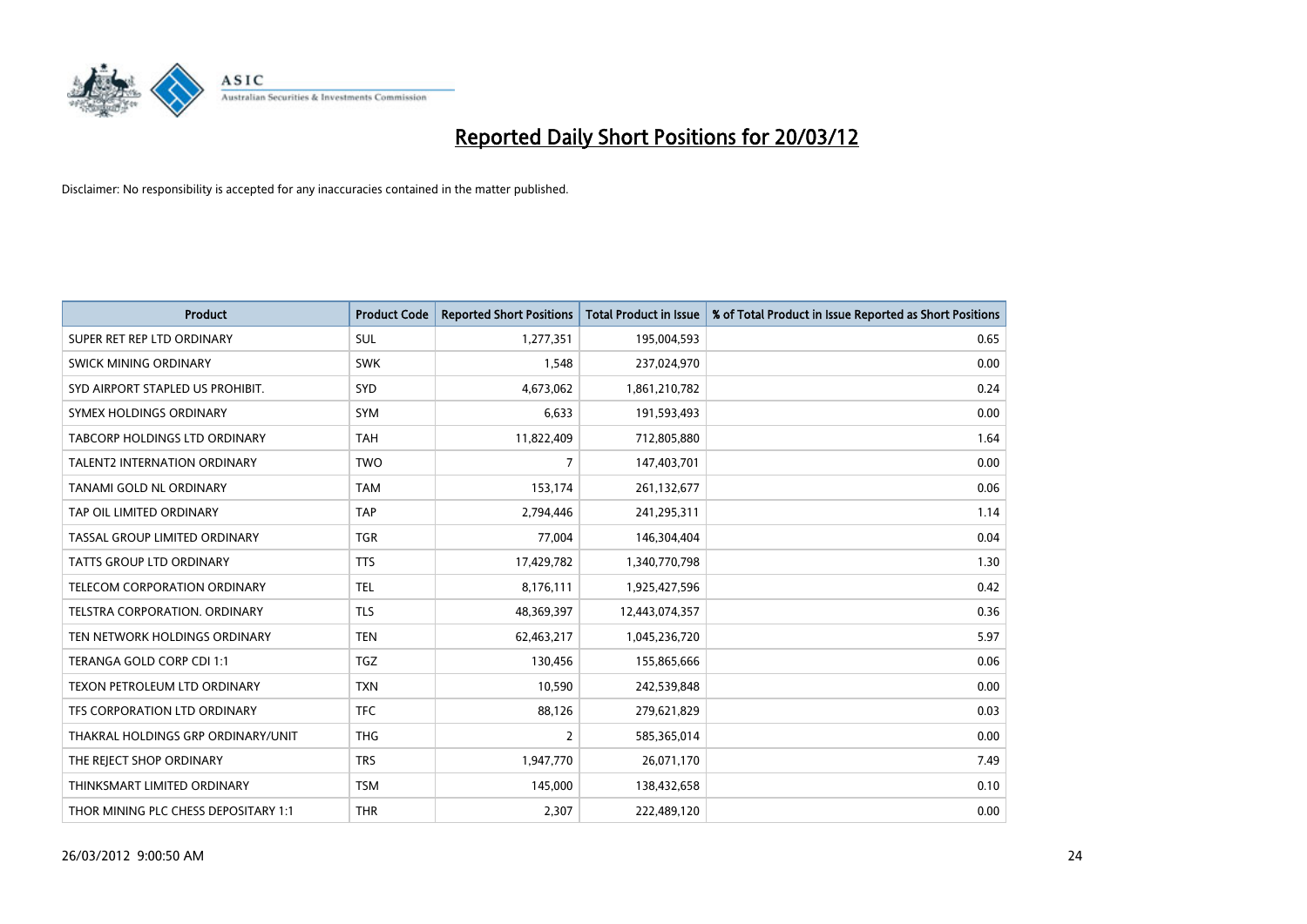# Reported Daily Short Positions for 20/03/12

Disclaimer: No responsibility is accepted for any inaccuracies contained in the matter published.

| Product | Product Code | Reported Short Positions | Total Product in Issue | % of Total Product in Issue Reported as Short Positions |
|---|---|---|---|---|
| SUPER RET REP LTD ORDINARY | SUL | 1,277,351 | 195,004,593 | 0.65 |
| SWICK MINING ORDINARY | SWK | 1,548 | 237,024,970 | 0.00 |
| SYD AIRPORT STAPLED US PROHIBIT. | SYD | 4,673,062 | 1,861,210,782 | 0.24 |
| SYMEX HOLDINGS ORDINARY | SYM | 6,633 | 191,593,493 | 0.00 |
| TABCORP HOLDINGS LTD ORDINARY | TAH | 11,822,409 | 712,805,880 | 1.64 |
| TALENT2 INTERNATION ORDINARY | TWO | 7 | 147,403,701 | 0.00 |
| TANAMI GOLD NL ORDINARY | TAM | 153,174 | 261,132,677 | 0.06 |
| TAP OIL LIMITED ORDINARY | TAP | 2,794,446 | 241,295,311 | 1.14 |
| TASSAL GROUP LIMITED ORDINARY | TGR | 77,004 | 146,304,404 | 0.04 |
| TATTS GROUP LTD ORDINARY | TTS | 17,429,782 | 1,340,770,798 | 1.30 |
| TELECOM CORPORATION ORDINARY | TEL | 8,176,111 | 1,925,427,596 | 0.42 |
| TELSTRA CORPORATION. ORDINARY | TLS | 48,369,397 | 12,443,074,357 | 0.36 |
| TEN NETWORK HOLDINGS ORDINARY | TEN | 62,463,217 | 1,045,236,720 | 5.97 |
| TERANGA GOLD CORP CDI 1:1 | TGZ | 130,456 | 155,865,666 | 0.06 |
| TEXON PETROLEUM LTD ORDINARY | TXN | 10,590 | 242,539,848 | 0.00 |
| TFS CORPORATION LTD ORDINARY | TFC | 88,126 | 279,621,829 | 0.03 |
| THAKRAL HOLDINGS GRP ORDINARY/UNIT | THG | 2 | 585,365,014 | 0.00 |
| THE REJECT SHOP ORDINARY | TRS | 1,947,770 | 26,071,170 | 7.49 |
| THINKSMART LIMITED ORDINARY | TSM | 145,000 | 138,432,658 | 0.10 |
| THOR MINING PLC CHESS DEPOSITARY 1:1 | THR | 2,307 | 222,489,120 | 0.00 |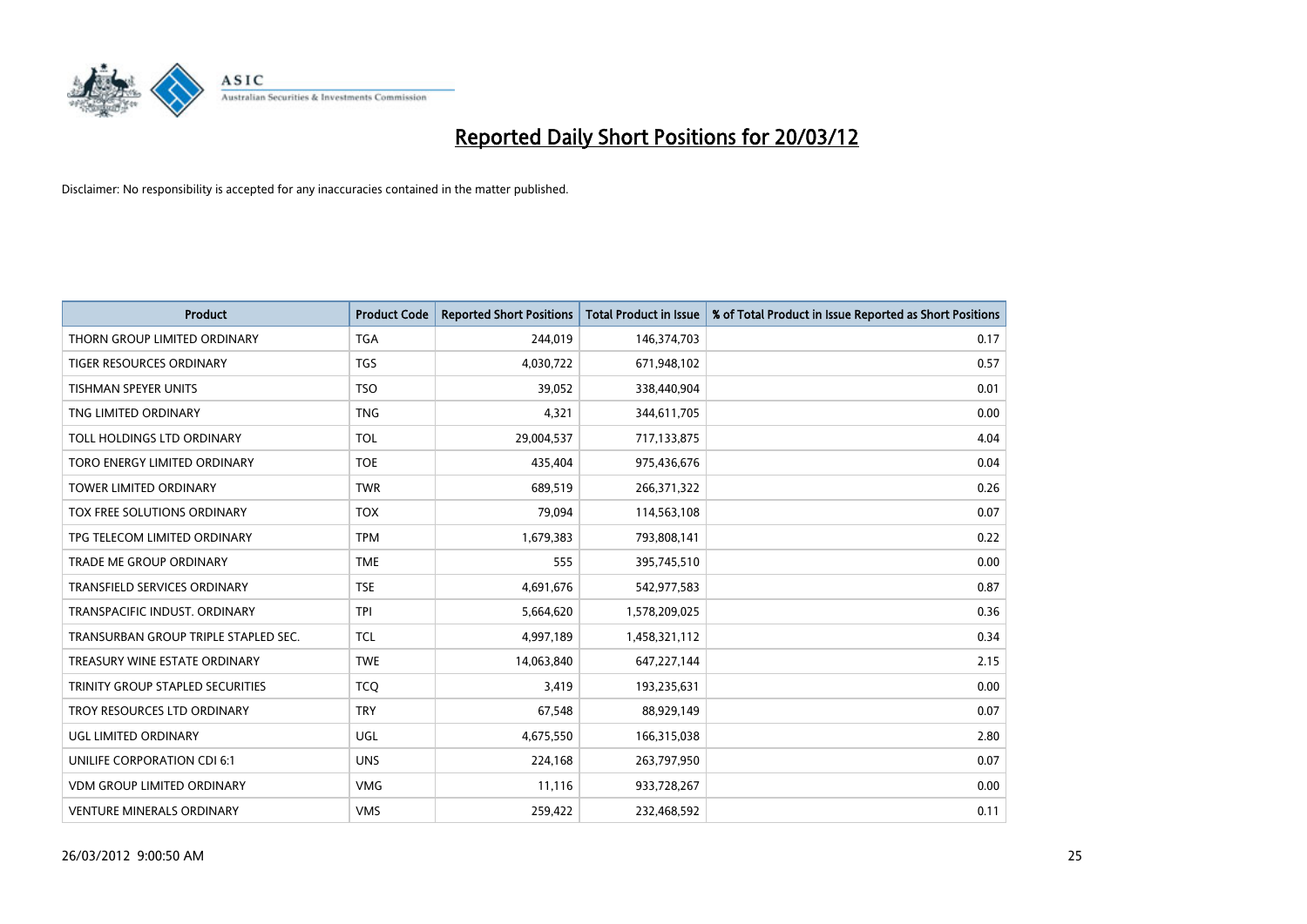# Reported Daily Short Positions for 20/03/12

Disclaimer: No responsibility is accepted for any inaccuracies contained in the matter published.

| Product | Product Code | Reported Short Positions | Total Product in Issue | % of Total Product in Issue Reported as Short Positions |
|---|---|---|---|---|
| THORN GROUP LIMITED ORDINARY | TGA | 244,019 | 146,374,703 | 0.17 |
| TIGER RESOURCES ORDINARY | TGS | 4,030,722 | 671,948,102 | 0.57 |
| TISHMAN SPEYER UNITS | TSO | 39,052 | 338,440,904 | 0.01 |
| TNG LIMITED ORDINARY | TNG | 4,321 | 344,611,705 | 0.00 |
| TOLL HOLDINGS LTD ORDINARY | TOL | 29,004,537 | 717,133,875 | 4.04 |
| TORO ENERGY LIMITED ORDINARY | TOE | 435,404 | 975,436,676 | 0.04 |
| TOWER LIMITED ORDINARY | TWR | 689,519 | 266,371,322 | 0.26 |
| TOX FREE SOLUTIONS ORDINARY | TOX | 79,094 | 114,563,108 | 0.07 |
| TPG TELECOM LIMITED ORDINARY | TPM | 1,679,383 | 793,808,141 | 0.22 |
| TRADE ME GROUP ORDINARY | TME | 555 | 395,745,510 | 0.00 |
| TRANSFIELD SERVICES ORDINARY | TSE | 4,691,676 | 542,977,583 | 0.87 |
| TRANSPACIFIC INDUST. ORDINARY | TPI | 5,664,620 | 1,578,209,025 | 0.36 |
| TRANSURBAN GROUP TRIPLE STAPLED SEC. | TCL | 4,997,189 | 1,458,321,112 | 0.34 |
| TREASURY WINE ESTATE ORDINARY | TWE | 14,063,840 | 647,227,144 | 2.15 |
| TRINITY GROUP STAPLED SECURITIES | TCQ | 3,419 | 193,235,631 | 0.00 |
| TROY RESOURCES LTD ORDINARY | TRY | 67,548 | 88,929,149 | 0.07 |
| UGL LIMITED ORDINARY | UGL | 4,675,550 | 166,315,038 | 2.80 |
| UNILIFE CORPORATION CDI 6:1 | UNS | 224,168 | 263,797,950 | 0.07 |
| VDM GROUP LIMITED ORDINARY | VMG | 11,116 | 933,728,267 | 0.00 |
| VENTURE MINERALS ORDINARY | VMS | 259,422 | 232,468,592 | 0.11 |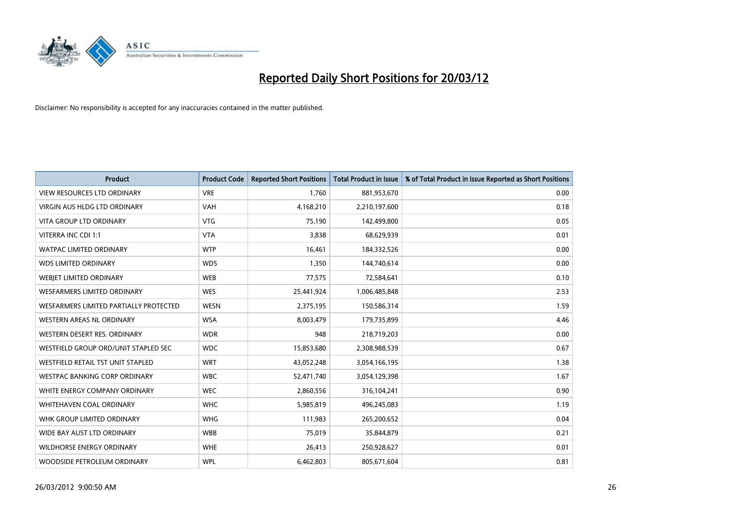# Reported Daily Short Positions for 20/03/12

Disclaimer: No responsibility is accepted for any inaccuracies contained in the matter published.

| Product | Product Code | Reported Short Positions | Total Product in Issue | % of Total Product in Issue Reported as Short Positions |
|---|---|---|---|---|
| VIEW RESOURCES LTD ORDINARY | VRE | 1,760 | 881,953,670 | 0.00 |
| VIRGIN AUS HLDG LTD ORDINARY | VAH | 4,168,210 | 2,210,197,600 | 0.18 |
| VITA GROUP LTD ORDINARY | VTG | 75,190 | 142,499,800 | 0.05 |
| VITERRA INC CDI 1:1 | VTA | 3,838 | 68,629,939 | 0.01 |
| WATPAC LIMITED ORDINARY | WTP | 16,461 | 184,332,526 | 0.00 |
| WDS LIMITED ORDINARY | WDS | 1,350 | 144,740,614 | 0.00 |
| WEBJET LIMITED ORDINARY | WEB | 77,575 | 72,584,641 | 0.10 |
| WESFARMERS LIMITED ORDINARY | WES | 25,441,924 | 1,006,485,848 | 2.53 |
| WESFARMERS LIMITED PARTIALLY PROTECTED | WESN | 2,375,195 | 150,586,314 | 1.59 |
| WESTERN AREAS NL ORDINARY | WSA | 8,003,479 | 179,735,899 | 4.46 |
| WESTERN DESERT RES. ORDINARY | WDR | 948 | 218,719,203 | 0.00 |
| WESTFIELD GROUP ORD/UNIT STAPLED SEC | WDC | 15,853,680 | 2,308,988,539 | 0.67 |
| WESTFIELD RETAIL TST UNIT STAPLED | WRT | 43,052,248 | 3,054,166,195 | 1.38 |
| WESTPAC BANKING CORP ORDINARY | WBC | 52,471,740 | 3,054,129,398 | 1.67 |
| WHITE ENERGY COMPANY ORDINARY | WEC | 2,860,556 | 316,104,241 | 0.90 |
| WHITEHAVEN COAL ORDINARY | WHC | 5,985,819 | 496,245,083 | 1.19 |
| WHK GROUP LIMITED ORDINARY | WHG | 111,983 | 265,200,652 | 0.04 |
| WIDE BAY AUST LTD ORDINARY | WBB | 75,019 | 35,844,879 | 0.21 |
| WILDHORSE ENERGY ORDINARY | WHE | 26,413 | 250,928,627 | 0.01 |
| WOODSIDE PETROLEUM ORDINARY | WPL | 6,462,803 | 805,671,604 | 0.81 |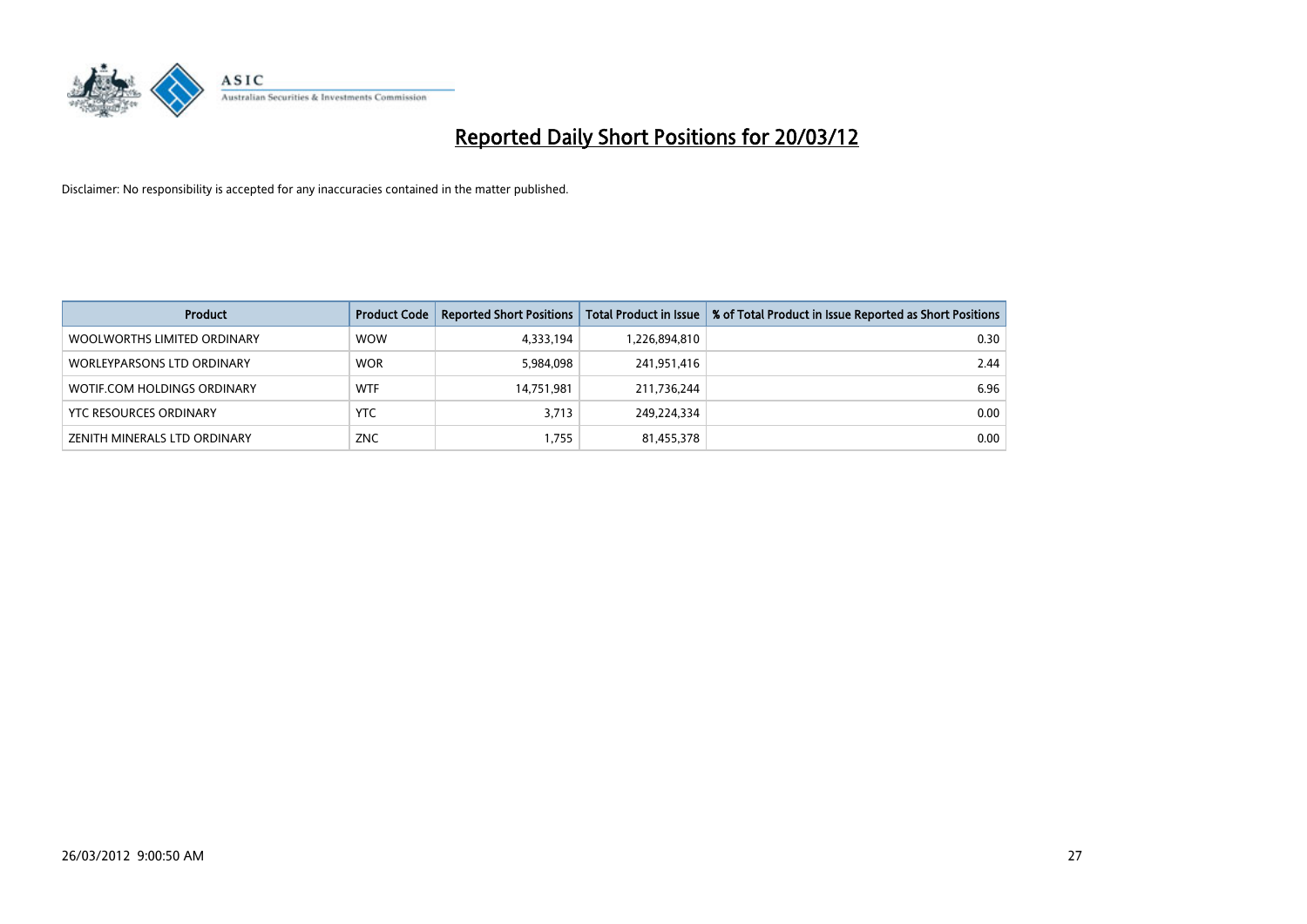# Reported Daily Short Positions for 20/03/12

Disclaimer: No responsibility is accepted for any inaccuracies contained in the matter published.

| Product | Product Code | Reported Short Positions | Total Product in Issue | % of Total Product in Issue Reported as Short Positions |
|---|---|---|---|---|
| WOOLWORTHS LIMITED ORDINARY | WOW | 4,333,194 | 1,226,894,810 | 0.30 |
| WORLEYPARSONS LTD ORDINARY | WOR | 5,984,098 | 241,951,416 | 2.44 |
| WOTIF.COM HOLDINGS ORDINARY | WTF | 14,751,981 | 211,736,244 | 6.96 |
| YTC RESOURCES ORDINARY | YTC | 3,713 | 249,224,334 | 0.00 |
| ZENITH MINERALS LTD ORDINARY | ZNC | 1,755 | 81,455,378 | 0.00 |

26/03/2012 9:00:50 AM